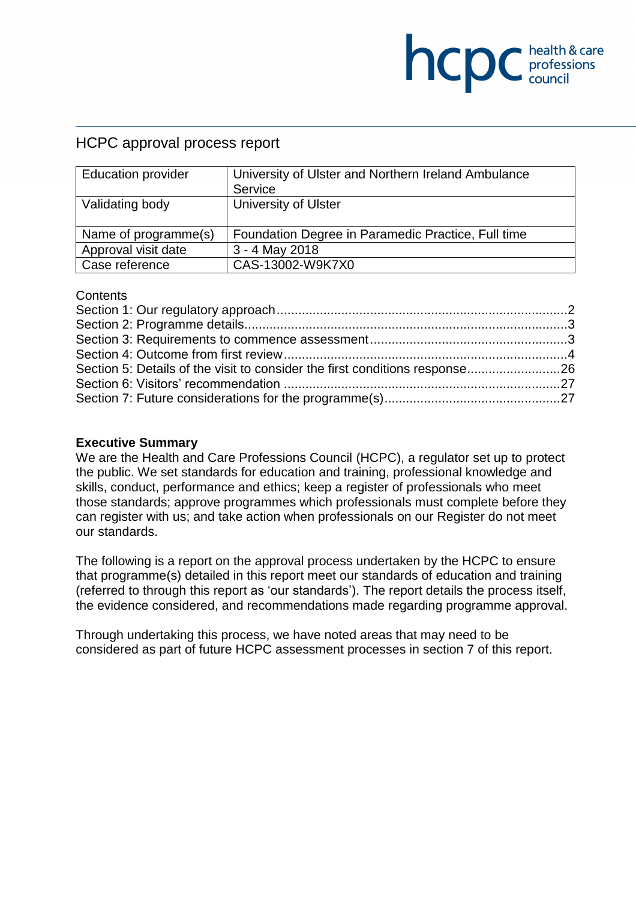hcpc health & care professions council

# HCPC approval process report

| | |
|---|---|
| Education provider | University of Ulster and Northern Ireland Ambulance Service |
| Validating body | University of Ulster |
| Name of programme(s) | Foundation Degree in Paramedic Practice, Full time |
| Approval visit date | 3 - 4 May 2018 |
| Case reference | CAS-13002-W9K7X0 |

Contents

Section 1: Our regulatory approach....2
Section 2: Programme details....3
Section 3: Requirements to commence assessment....3
Section 4: Outcome from first review....4
Section 5: Details of the visit to consider the first conditions response....26
Section 6: Visitors' recommendation....27
Section 7: Future considerations for the programme(s)....27

**Executive Summary**

We are the Health and Care Professions Council (HCPC), a regulator set up to protect the public. We set standards for education and training, professional knowledge and skills, conduct, performance and ethics; keep a register of professionals who meet those standards; approve programmes which professionals must complete before they can register with us; and take action when professionals on our Register do not meet our standards.

The following is a report on the approval process undertaken by the HCPC to ensure that programme(s) detailed in this report meet our standards of education and training (referred to through this report as 'our standards'). The report details the process itself, the evidence considered, and recommendations made regarding programme approval.

Through undertaking this process, we have noted areas that may need to be considered as part of future HCPC assessment processes in section 7 of this report.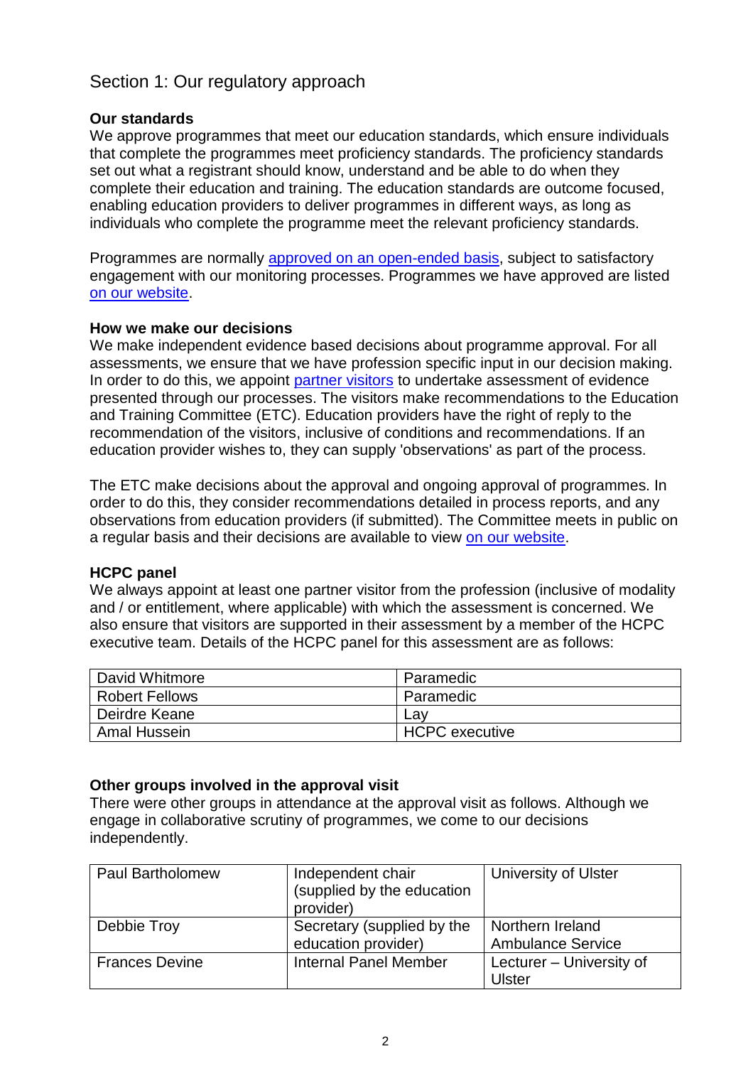## Section 1: Our regulatory approach

**Our standards**
We approve programmes that meet our education standards, which ensure individuals that complete the programmes meet proficiency standards. The proficiency standards set out what a registrant should know, understand and be able to do when they complete their education and training. The education standards are outcome focused, enabling education providers to deliver programmes in different ways, as long as individuals who complete the programme meet the relevant proficiency standards.

Programmes are normally approved on an open-ended basis, subject to satisfactory engagement with our monitoring processes. Programmes we have approved are listed on our website.

**How we make our decisions**
We make independent evidence based decisions about programme approval. For all assessments, we ensure that we have profession specific input in our decision making. In order to do this, we appoint partner visitors to undertake assessment of evidence presented through our processes. The visitors make recommendations to the Education and Training Committee (ETC). Education providers have the right of reply to the recommendation of the visitors, inclusive of conditions and recommendations. If an education provider wishes to, they can supply 'observations' as part of the process.

The ETC make decisions about the approval and ongoing approval of programmes. In order to do this, they consider recommendations detailed in process reports, and any observations from education providers (if submitted). The Committee meets in public on a regular basis and their decisions are available to view on our website.

**HCPC panel**
We always appoint at least one partner visitor from the profession (inclusive of modality and / or entitlement, where applicable) with which the assessment is concerned. We also ensure that visitors are supported in their assessment by a member of the HCPC executive team. Details of the HCPC panel for this assessment are as follows:

| | |
|---|---|
| David Whitmore | Paramedic |
| Robert Fellows | Paramedic |
| Deirdre Keane | Lay |
| Amal Hussein | HCPC executive |

**Other groups involved in the approval visit**
There were other groups in attendance at the approval visit as follows. Although we engage in collaborative scrutiny of programmes, we come to our decisions independently.

| | | |
|---|---|---|
| Paul Bartholomew | Independent chair (supplied by the education provider) | University of Ulster |
| Debbie Troy | Secretary (supplied by the education provider) | Northern Ireland Ambulance Service |
| Frances Devine | Internal Panel Member | Lecturer – University of Ulster |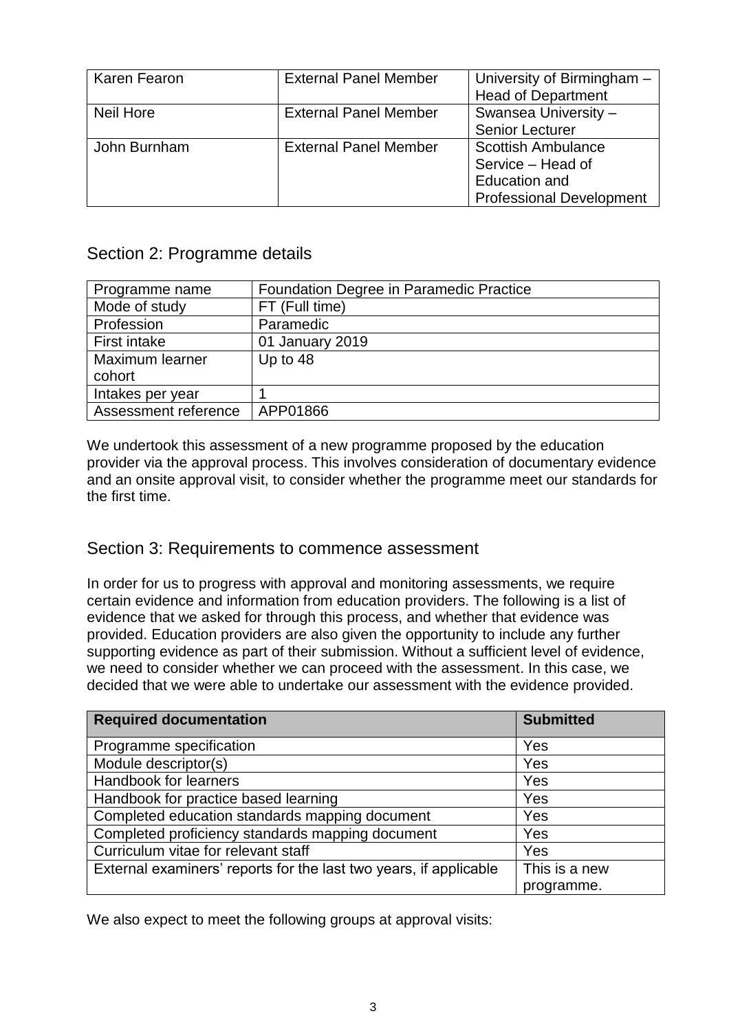| | | |
|---|---|---|
| Karen Fearon | External Panel Member | University of Birmingham – Head of Department |
| Neil Hore | External Panel Member | Swansea University – Senior Lecturer |
| John Burnham | External Panel Member | Scottish Ambulance Service – Head of Education and Professional Development |

## Section 2: Programme details

| | |
|---|---|
| Programme name | Foundation Degree in Paramedic Practice |
| Mode of study | FT (Full time) |
| Profession | Paramedic |
| First intake | 01 January 2019 |
| Maximum learner cohort | Up to 48 |
| Intakes per year | 1 |
| Assessment reference | APP01866 |

We undertook this assessment of a new programme proposed by the education provider via the approval process. This involves consideration of documentary evidence and an onsite approval visit, to consider whether the programme meet our standards for the first time.

## Section 3: Requirements to commence assessment

In order for us to progress with approval and monitoring assessments, we require certain evidence and information from education providers. The following is a list of evidence that we asked for through this process, and whether that evidence was provided. Education providers are also given the opportunity to include any further supporting evidence as part of their submission. Without a sufficient level of evidence, we need to consider whether we can proceed with the assessment. In this case, we decided that we were able to undertake our assessment with the evidence provided.

| **Required documentation** | **Submitted** |
|---|---|
| Programme specification | Yes |
| Module descriptor(s) | Yes |
| Handbook for learners | Yes |
| Handbook for practice based learning | Yes |
| Completed education standards mapping document | Yes |
| Completed proficiency standards mapping document | Yes |
| Curriculum vitae for relevant staff | Yes |
| External examiners' reports for the last two years, if applicable | This is a new programme. |

We also expect to meet the following groups at approval visits: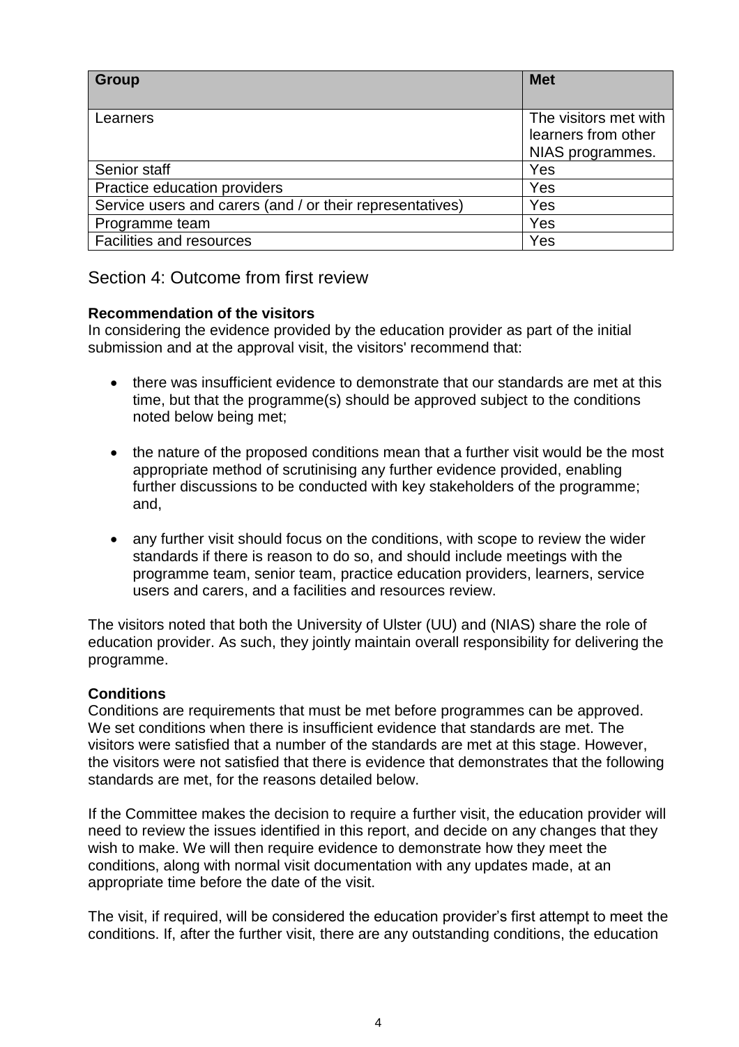| Group | Met |
|---|---|
| Learners | The visitors met with learners from other NIAS programmes. |
| Senior staff | Yes |
| Practice education providers | Yes |
| Service users and carers (and / or their representatives) | Yes |
| Programme team | Yes |
| Facilities and resources | Yes |

## Section 4: Outcome from first review

**Recommendation of the visitors**
In considering the evidence provided by the education provider as part of the initial submission and at the approval visit, the visitors' recommend that:

- there was insufficient evidence to demonstrate that our standards are met at this time, but that the programme(s) should be approved subject to the conditions noted below being met;
- the nature of the proposed conditions mean that a further visit would be the most appropriate method of scrutinising any further evidence provided, enabling further discussions to be conducted with key stakeholders of the programme; and,
- any further visit should focus on the conditions, with scope to review the wider standards if there is reason to do so, and should include meetings with the programme team, senior team, practice education providers, learners, service users and carers, and a facilities and resources review.

The visitors noted that both the University of Ulster (UU) and (NIAS) share the role of education provider. As such, they jointly maintain overall responsibility for delivering the programme.

**Conditions**
Conditions are requirements that must be met before programmes can be approved. We set conditions when there is insufficient evidence that standards are met. The visitors were satisfied that a number of the standards are met at this stage. However, the visitors were not satisfied that there is evidence that demonstrates that the following standards are met, for the reasons detailed below.

If the Committee makes the decision to require a further visit, the education provider will need to review the issues identified in this report, and decide on any changes that they wish to make. We will then require evidence to demonstrate how they meet the conditions, along with normal visit documentation with any updates made, at an appropriate time before the date of the visit.

The visit, if required, will be considered the education provider's first attempt to meet the conditions. If, after the further visit, there are any outstanding conditions, the education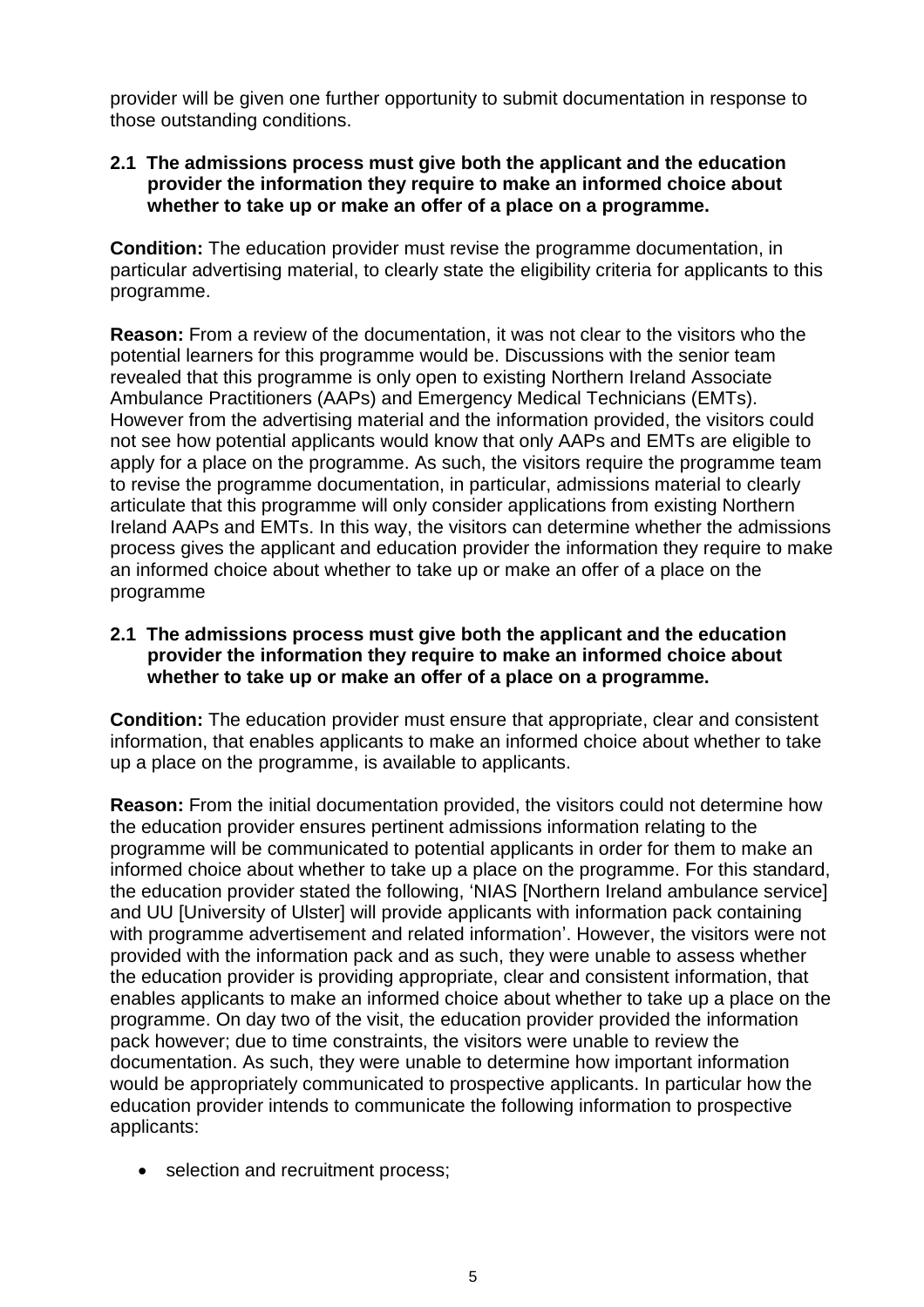provider will be given one further opportunity to submit documentation in response to those outstanding conditions.

**2.1 The admissions process must give both the applicant and the education provider the information they require to make an informed choice about whether to take up or make an offer of a place on a programme.**

**Condition:** The education provider must revise the programme documentation, in particular advertising material, to clearly state the eligibility criteria for applicants to this programme.

**Reason:** From a review of the documentation, it was not clear to the visitors who the potential learners for this programme would be. Discussions with the senior team revealed that this programme is only open to existing Northern Ireland Associate Ambulance Practitioners (AAPs) and Emergency Medical Technicians (EMTs). However from the advertising material and the information provided, the visitors could not see how potential applicants would know that only AAPs and EMTs are eligible to apply for a place on the programme. As such, the visitors require the programme team to revise the programme documentation, in particular, admissions material to clearly articulate that this programme will only consider applications from existing Northern Ireland AAPs and EMTs. In this way, the visitors can determine whether the admissions process gives the applicant and education provider the information they require to make an informed choice about whether to take up or make an offer of a place on the programme

**2.1 The admissions process must give both the applicant and the education provider the information they require to make an informed choice about whether to take up or make an offer of a place on a programme.**

**Condition:** The education provider must ensure that appropriate, clear and consistent information, that enables applicants to make an informed choice about whether to take up a place on the programme, is available to applicants.

**Reason:** From the initial documentation provided, the visitors could not determine how the education provider ensures pertinent admissions information relating to the programme will be communicated to potential applicants in order for them to make an informed choice about whether to take up a place on the programme. For this standard, the education provider stated the following, 'NIAS [Northern Ireland ambulance service] and UU [University of Ulster] will provide applicants with information pack containing with programme advertisement and related information'. However, the visitors were not provided with the information pack and as such, they were unable to assess whether the education provider is providing appropriate, clear and consistent information, that enables applicants to make an informed choice about whether to take up a place on the programme. On day two of the visit, the education provider provided the information pack however; due to time constraints, the visitors were unable to review the documentation. As such, they were unable to determine how important information would be appropriately communicated to prospective applicants. In particular how the education provider intends to communicate the following information to prospective applicants:

- selection and recruitment process;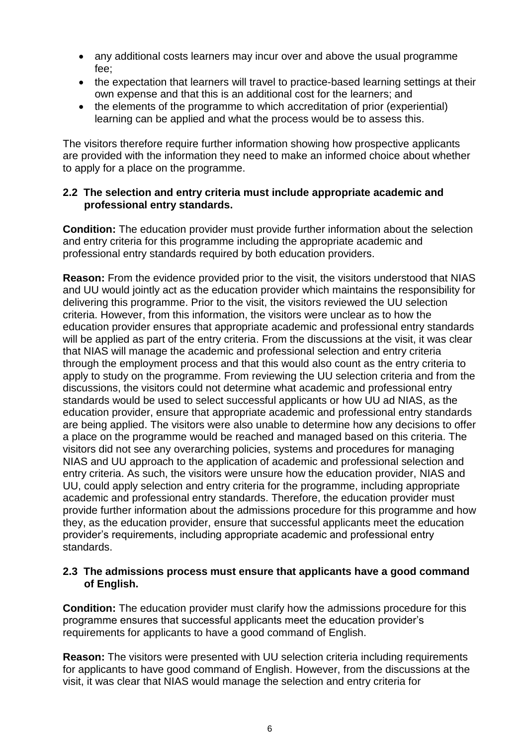- any additional costs learners may incur over and above the usual programme fee;
- the expectation that learners will travel to practice-based learning settings at their own expense and that this is an additional cost for the learners; and
- the elements of the programme to which accreditation of prior (experiential) learning can be applied and what the process would be to assess this.

The visitors therefore require further information showing how prospective applicants are provided with the information they need to make an informed choice about whether to apply for a place on the programme.

**2.2 The selection and entry criteria must include appropriate academic and professional entry standards.**

**Condition:** The education provider must provide further information about the selection and entry criteria for this programme including the appropriate academic and professional entry standards required by both education providers.

**Reason:** From the evidence provided prior to the visit, the visitors understood that NIAS and UU would jointly act as the education provider which maintains the responsibility for delivering this programme. Prior to the visit, the visitors reviewed the UU selection criteria. However, from this information, the visitors were unclear as to how the education provider ensures that appropriate academic and professional entry standards will be applied as part of the entry criteria. From the discussions at the visit, it was clear that NIAS will manage the academic and professional selection and entry criteria through the employment process and that this would also count as the entry criteria to apply to study on the programme. From reviewing the UU selection criteria and from the discussions, the visitors could not determine what academic and professional entry standards would be used to select successful applicants or how UU ad NIAS, as the education provider, ensure that appropriate academic and professional entry standards are being applied. The visitors were also unable to determine how any decisions to offer a place on the programme would be reached and managed based on this criteria. The visitors did not see any overarching policies, systems and procedures for managing NIAS and UU approach to the application of academic and professional selection and entry criteria. As such, the visitors were unsure how the education provider, NIAS and UU, could apply selection and entry criteria for the programme, including appropriate academic and professional entry standards. Therefore, the education provider must provide further information about the admissions procedure for this programme and how they, as the education provider, ensure that successful applicants meet the education provider's requirements, including appropriate academic and professional entry standards.

**2.3 The admissions process must ensure that applicants have a good command of English.**

**Condition:** The education provider must clarify how the admissions procedure for this programme ensures that successful applicants meet the education provider's requirements for applicants to have a good command of English.

**Reason:** The visitors were presented with UU selection criteria including requirements for applicants to have good command of English. However, from the discussions at the visit, it was clear that NIAS would manage the selection and entry criteria for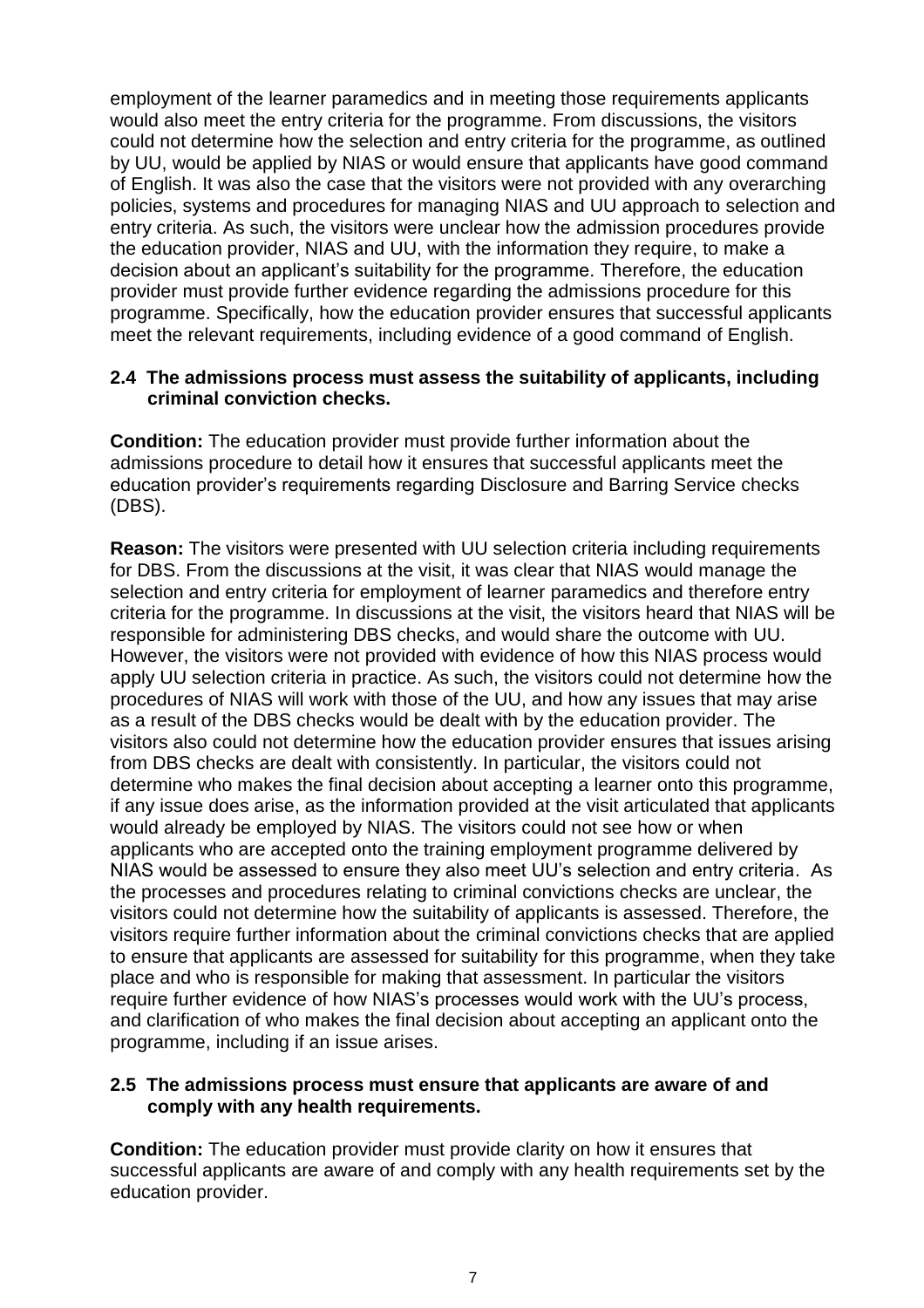employment of the learner paramedics and in meeting those requirements applicants would also meet the entry criteria for the programme. From discussions, the visitors could not determine how the selection and entry criteria for the programme, as outlined by UU, would be applied by NIAS or would ensure that applicants have good command of English. It was also the case that the visitors were not provided with any overarching policies, systems and procedures for managing NIAS and UU approach to selection and entry criteria. As such, the visitors were unclear how the admission procedures provide the education provider, NIAS and UU, with the information they require, to make a decision about an applicant's suitability for the programme. Therefore, the education provider must provide further evidence regarding the admissions procedure for this programme. Specifically, how the education provider ensures that successful applicants meet the relevant requirements, including evidence of a good command of English.

**2.4 The admissions process must assess the suitability of applicants, including criminal conviction checks.**

**Condition:** The education provider must provide further information about the admissions procedure to detail how it ensures that successful applicants meet the education provider's requirements regarding Disclosure and Barring Service checks (DBS).

**Reason:** The visitors were presented with UU selection criteria including requirements for DBS. From the discussions at the visit, it was clear that NIAS would manage the selection and entry criteria for employment of learner paramedics and therefore entry criteria for the programme. In discussions at the visit, the visitors heard that NIAS will be responsible for administering DBS checks, and would share the outcome with UU. However, the visitors were not provided with evidence of how this NIAS process would apply UU selection criteria in practice. As such, the visitors could not determine how the procedures of NIAS will work with those of the UU, and how any issues that may arise as a result of the DBS checks would be dealt with by the education provider. The visitors also could not determine how the education provider ensures that issues arising from DBS checks are dealt with consistently. In particular, the visitors could not determine who makes the final decision about accepting a learner onto this programme, if any issue does arise, as the information provided at the visit articulated that applicants would already be employed by NIAS. The visitors could not see how or when applicants who are accepted onto the training employment programme delivered by NIAS would be assessed to ensure they also meet UU's selection and entry criteria. As the processes and procedures relating to criminal convictions checks are unclear, the visitors could not determine how the suitability of applicants is assessed. Therefore, the visitors require further information about the criminal convictions checks that are applied to ensure that applicants are assessed for suitability for this programme, when they take place and who is responsible for making that assessment. In particular the visitors require further evidence of how NIAS's processes would work with the UU's process, and clarification of who makes the final decision about accepting an applicant onto the programme, including if an issue arises.

**2.5 The admissions process must ensure that applicants are aware of and comply with any health requirements.**

**Condition:** The education provider must provide clarity on how it ensures that successful applicants are aware of and comply with any health requirements set by the education provider.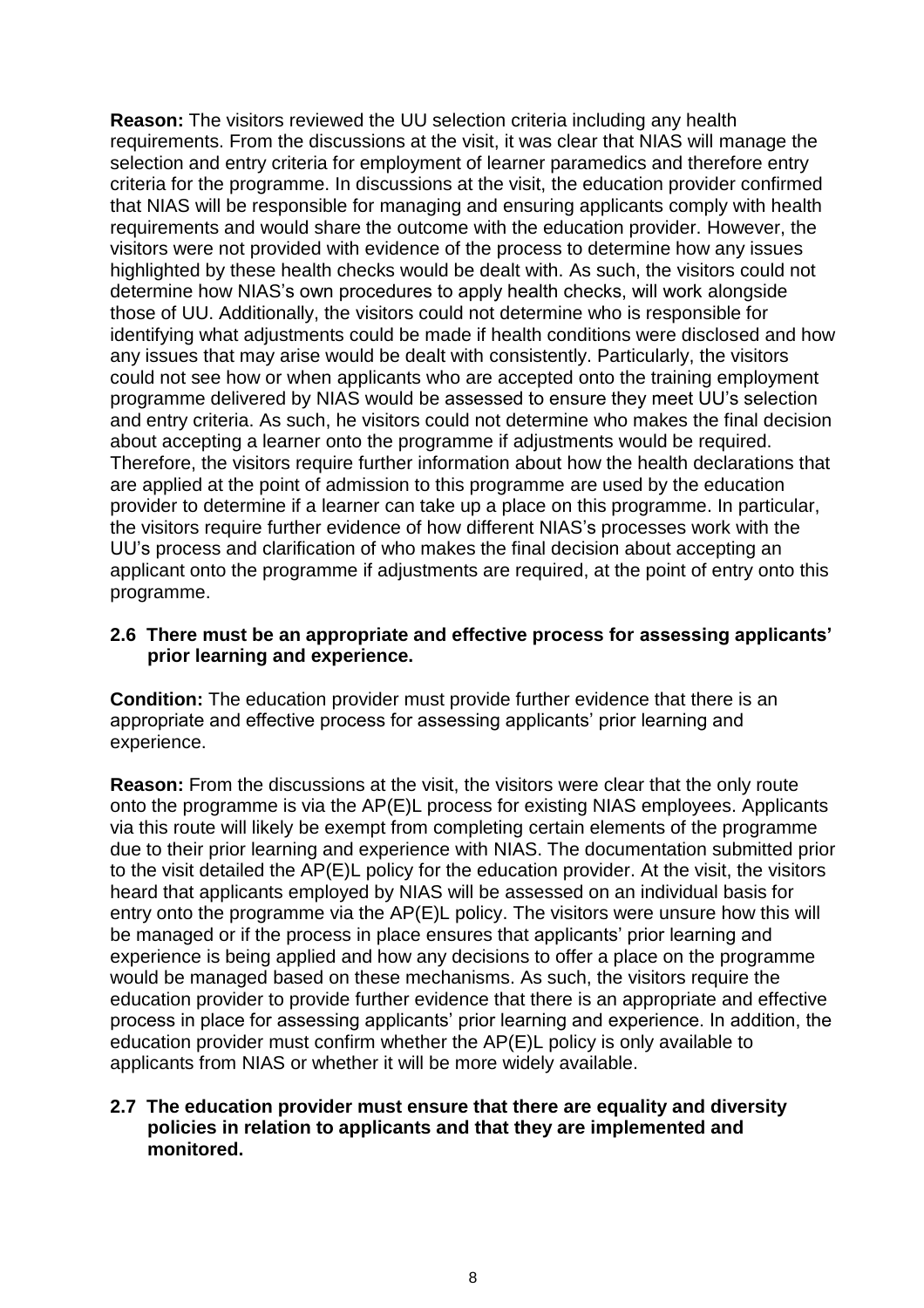**Reason:** The visitors reviewed the UU selection criteria including any health requirements. From the discussions at the visit, it was clear that NIAS will manage the selection and entry criteria for employment of learner paramedics and therefore entry criteria for the programme. In discussions at the visit, the education provider confirmed that NIAS will be responsible for managing and ensuring applicants comply with health requirements and would share the outcome with the education provider. However, the visitors were not provided with evidence of the process to determine how any issues highlighted by these health checks would be dealt with. As such, the visitors could not determine how NIAS's own procedures to apply health checks, will work alongside those of UU. Additionally, the visitors could not determine who is responsible for identifying what adjustments could be made if health conditions were disclosed and how any issues that may arise would be dealt with consistently. Particularly, the visitors could not see how or when applicants who are accepted onto the training employment programme delivered by NIAS would be assessed to ensure they meet UU's selection and entry criteria. As such, he visitors could not determine who makes the final decision about accepting a learner onto the programme if adjustments would be required. Therefore, the visitors require further information about how the health declarations that are applied at the point of admission to this programme are used by the education provider to determine if a learner can take up a place on this programme. In particular, the visitors require further evidence of how different NIAS's processes work with the UU's process and clarification of who makes the final decision about accepting an applicant onto the programme if adjustments are required, at the point of entry onto this programme.

**2.6 There must be an appropriate and effective process for assessing applicants' prior learning and experience.**

**Condition:** The education provider must provide further evidence that there is an appropriate and effective process for assessing applicants' prior learning and experience.

**Reason:** From the discussions at the visit, the visitors were clear that the only route onto the programme is via the AP(E)L process for existing NIAS employees. Applicants via this route will likely be exempt from completing certain elements of the programme due to their prior learning and experience with NIAS. The documentation submitted prior to the visit detailed the AP(E)L policy for the education provider. At the visit, the visitors heard that applicants employed by NIAS will be assessed on an individual basis for entry onto the programme via the AP(E)L policy. The visitors were unsure how this will be managed or if the process in place ensures that applicants' prior learning and experience is being applied and how any decisions to offer a place on the programme would be managed based on these mechanisms. As such, the visitors require the education provider to provide further evidence that there is an appropriate and effective process in place for assessing applicants' prior learning and experience. In addition, the education provider must confirm whether the AP(E)L policy is only available to applicants from NIAS or whether it will be more widely available.

**2.7 The education provider must ensure that there are equality and diversity policies in relation to applicants and that they are implemented and monitored.**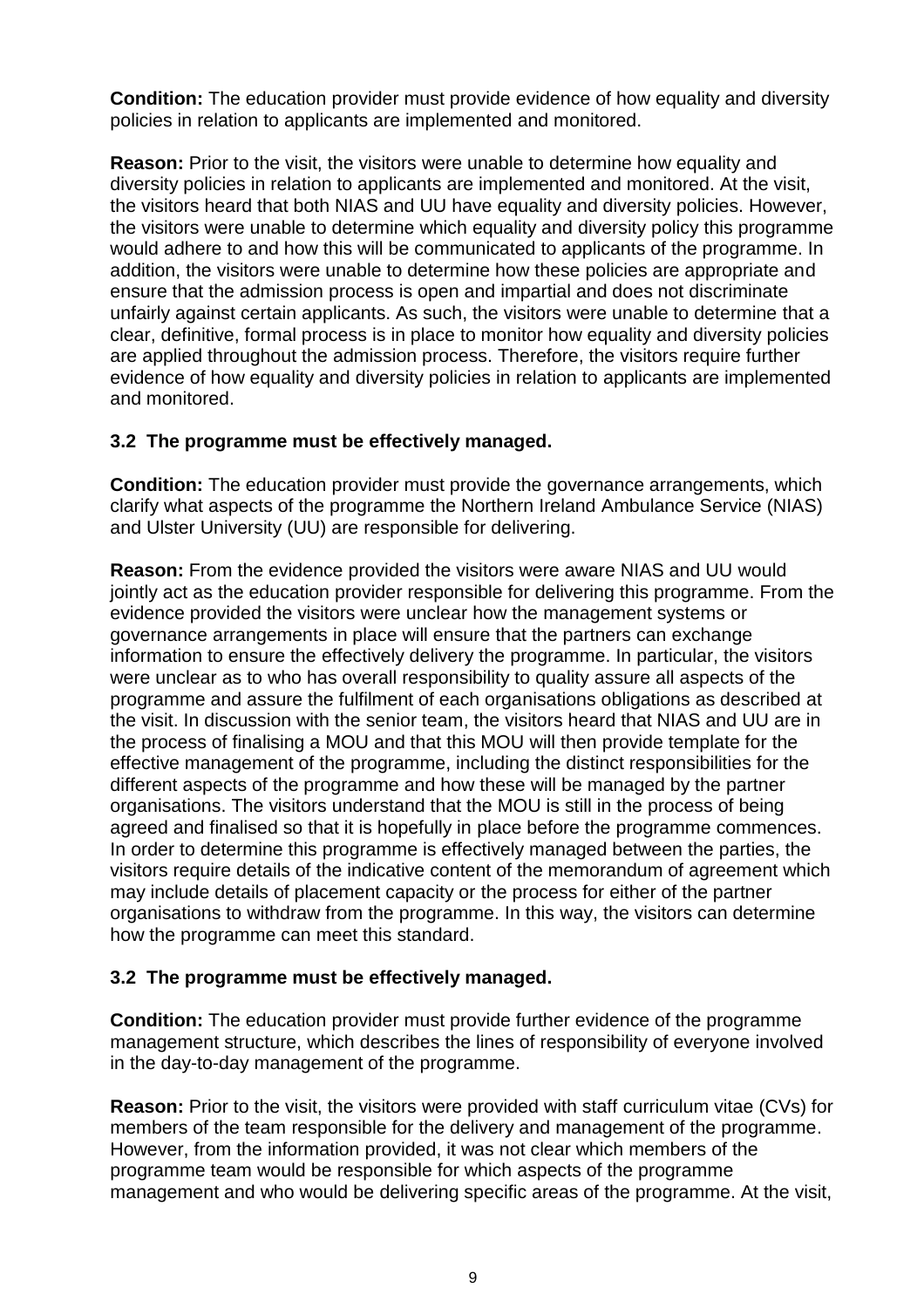**Condition:** The education provider must provide evidence of how equality and diversity policies in relation to applicants are implemented and monitored.

**Reason:** Prior to the visit, the visitors were unable to determine how equality and diversity policies in relation to applicants are implemented and monitored. At the visit, the visitors heard that both NIAS and UU have equality and diversity policies. However, the visitors were unable to determine which equality and diversity policy this programme would adhere to and how this will be communicated to applicants of the programme. In addition, the visitors were unable to determine how these policies are appropriate and ensure that the admission process is open and impartial and does not discriminate unfairly against certain applicants. As such, the visitors were unable to determine that a clear, definitive, formal process is in place to monitor how equality and diversity policies are applied throughout the admission process. Therefore, the visitors require further evidence of how equality and diversity policies in relation to applicants are implemented and monitored.

**3.2 The programme must be effectively managed.**

**Condition:** The education provider must provide the governance arrangements, which clarify what aspects of the programme the Northern Ireland Ambulance Service (NIAS) and Ulster University (UU) are responsible for delivering.

**Reason:** From the evidence provided the visitors were aware NIAS and UU would jointly act as the education provider responsible for delivering this programme. From the evidence provided the visitors were unclear how the management systems or governance arrangements in place will ensure that the partners can exchange information to ensure the effectively delivery the programme. In particular, the visitors were unclear as to who has overall responsibility to quality assure all aspects of the programme and assure the fulfilment of each organisations obligations as described at the visit. In discussion with the senior team, the visitors heard that NIAS and UU are in the process of finalising a MOU and that this MOU will then provide template for the effective management of the programme, including the distinct responsibilities for the different aspects of the programme and how these will be managed by the partner organisations. The visitors understand that the MOU is still in the process of being agreed and finalised so that it is hopefully in place before the programme commences. In order to determine this programme is effectively managed between the parties, the visitors require details of the indicative content of the memorandum of agreement which may include details of placement capacity or the process for either of the partner organisations to withdraw from the programme. In this way, the visitors can determine how the programme can meet this standard.

**3.2 The programme must be effectively managed.**

**Condition:** The education provider must provide further evidence of the programme management structure, which describes the lines of responsibility of everyone involved in the day-to-day management of the programme.

**Reason:** Prior to the visit, the visitors were provided with staff curriculum vitae (CVs) for members of the team responsible for the delivery and management of the programme. However, from the information provided, it was not clear which members of the programme team would be responsible for which aspects of the programme management and who would be delivering specific areas of the programme. At the visit,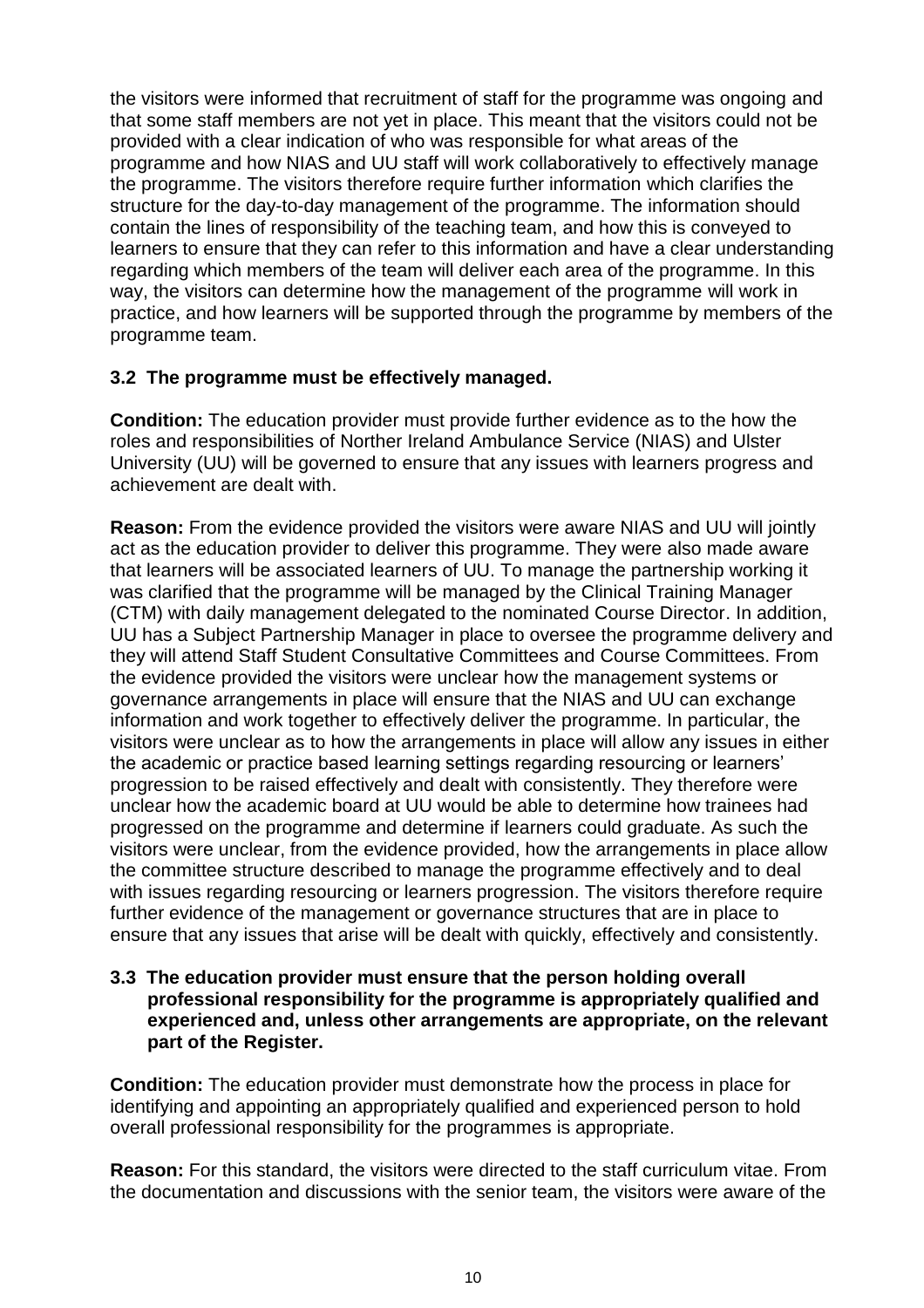the visitors were informed that recruitment of staff for the programme was ongoing and that some staff members are not yet in place. This meant that the visitors could not be provided with a clear indication of who was responsible for what areas of the programme and how NIAS and UU staff will work collaboratively to effectively manage the programme. The visitors therefore require further information which clarifies the structure for the day-to-day management of the programme. The information should contain the lines of responsibility of the teaching team, and how this is conveyed to learners to ensure that they can refer to this information and have a clear understanding regarding which members of the team will deliver each area of the programme. In this way, the visitors can determine how the management of the programme will work in practice, and how learners will be supported through the programme by members of the programme team.

**3.2 The programme must be effectively managed.**

**Condition:** The education provider must provide further evidence as to the how the roles and responsibilities of Norther Ireland Ambulance Service (NIAS) and Ulster University (UU) will be governed to ensure that any issues with learners progress and achievement are dealt with.

**Reason:** From the evidence provided the visitors were aware NIAS and UU will jointly act as the education provider to deliver this programme. They were also made aware that learners will be associated learners of UU. To manage the partnership working it was clarified that the programme will be managed by the Clinical Training Manager (CTM) with daily management delegated to the nominated Course Director. In addition, UU has a Subject Partnership Manager in place to oversee the programme delivery and they will attend Staff Student Consultative Committees and Course Committees. From the evidence provided the visitors were unclear how the management systems or governance arrangements in place will ensure that the NIAS and UU can exchange information and work together to effectively deliver the programme. In particular, the visitors were unclear as to how the arrangements in place will allow any issues in either the academic or practice based learning settings regarding resourcing or learners' progression to be raised effectively and dealt with consistently. They therefore were unclear how the academic board at UU would be able to determine how trainees had progressed on the programme and determine if learners could graduate. As such the visitors were unclear, from the evidence provided, how the arrangements in place allow the committee structure described to manage the programme effectively and to deal with issues regarding resourcing or learners progression. The visitors therefore require further evidence of the management or governance structures that are in place to ensure that any issues that arise will be dealt with quickly, effectively and consistently.

**3.3 The education provider must ensure that the person holding overall professional responsibility for the programme is appropriately qualified and experienced and, unless other arrangements are appropriate, on the relevant part of the Register.**

**Condition:** The education provider must demonstrate how the process in place for identifying and appointing an appropriately qualified and experienced person to hold overall professional responsibility for the programmes is appropriate.

**Reason:** For this standard, the visitors were directed to the staff curriculum vitae. From the documentation and discussions with the senior team, the visitors were aware of the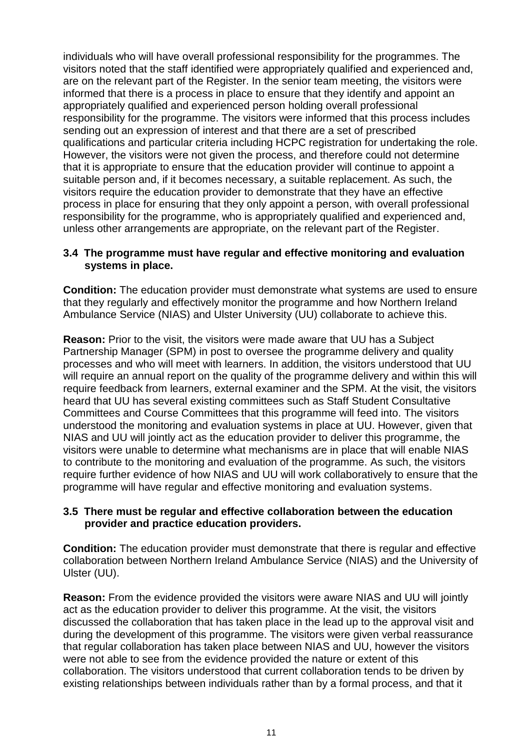individuals who will have overall professional responsibility for the programmes. The visitors noted that the staff identified were appropriately qualified and experienced and, are on the relevant part of the Register. In the senior team meeting, the visitors were informed that there is a process in place to ensure that they identify and appoint an appropriately qualified and experienced person holding overall professional responsibility for the programme. The visitors were informed that this process includes sending out an expression of interest and that there are a set of prescribed qualifications and particular criteria including HCPC registration for undertaking the role. However, the visitors were not given the process, and therefore could not determine that it is appropriate to ensure that the education provider will continue to appoint a suitable person and, if it becomes necessary, a suitable replacement. As such, the visitors require the education provider to demonstrate that they have an effective process in place for ensuring that they only appoint a person, with overall professional responsibility for the programme, who is appropriately qualified and experienced and, unless other arrangements are appropriate, on the relevant part of the Register.

**3.4 The programme must have regular and effective monitoring and evaluation systems in place.**

**Condition:** The education provider must demonstrate what systems are used to ensure that they regularly and effectively monitor the programme and how Northern Ireland Ambulance Service (NIAS) and Ulster University (UU) collaborate to achieve this.

**Reason:** Prior to the visit, the visitors were made aware that UU has a Subject Partnership Manager (SPM) in post to oversee the programme delivery and quality processes and who will meet with learners. In addition, the visitors understood that UU will require an annual report on the quality of the programme delivery and within this will require feedback from learners, external examiner and the SPM. At the visit, the visitors heard that UU has several existing committees such as Staff Student Consultative Committees and Course Committees that this programme will feed into. The visitors understood the monitoring and evaluation systems in place at UU. However, given that NIAS and UU will jointly act as the education provider to deliver this programme, the visitors were unable to determine what mechanisms are in place that will enable NIAS to contribute to the monitoring and evaluation of the programme. As such, the visitors require further evidence of how NIAS and UU will work collaboratively to ensure that the programme will have regular and effective monitoring and evaluation systems.

**3.5 There must be regular and effective collaboration between the education provider and practice education providers.**

**Condition:** The education provider must demonstrate that there is regular and effective collaboration between Northern Ireland Ambulance Service (NIAS) and the University of Ulster (UU).

**Reason:** From the evidence provided the visitors were aware NIAS and UU will jointly act as the education provider to deliver this programme. At the visit, the visitors discussed the collaboration that has taken place in the lead up to the approval visit and during the development of this programme. The visitors were given verbal reassurance that regular collaboration has taken place between NIAS and UU, however the visitors were not able to see from the evidence provided the nature or extent of this collaboration. The visitors understood that current collaboration tends to be driven by existing relationships between individuals rather than by a formal process, and that it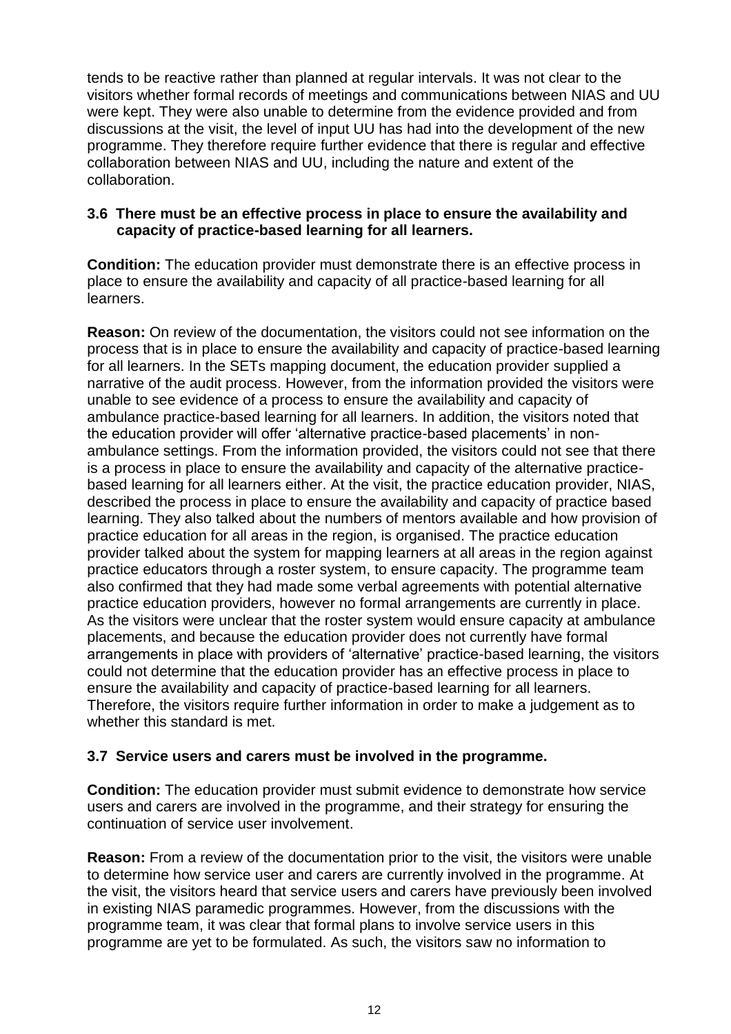tends to be reactive rather than planned at regular intervals. It was not clear to the visitors whether formal records of meetings and communications between NIAS and UU were kept. They were also unable to determine from the evidence provided and from discussions at the visit, the level of input UU has had into the development of the new programme. They therefore require further evidence that there is regular and effective collaboration between NIAS and UU, including the nature and extent of the collaboration.

**3.6 There must be an effective process in place to ensure the availability and capacity of practice-based learning for all learners.**

**Condition:** The education provider must demonstrate there is an effective process in place to ensure the availability and capacity of all practice-based learning for all learners.

**Reason:** On review of the documentation, the visitors could not see information on the process that is in place to ensure the availability and capacity of practice-based learning for all learners. In the SETs mapping document, the education provider supplied a narrative of the audit process. However, from the information provided the visitors were unable to see evidence of a process to ensure the availability and capacity of ambulance practice-based learning for all learners. In addition, the visitors noted that the education provider will offer 'alternative practice-based placements' in non-ambulance settings. From the information provided, the visitors could not see that there is a process in place to ensure the availability and capacity of the alternative practice-based learning for all learners either. At the visit, the practice education provider, NIAS, described the process in place to ensure the availability and capacity of practice based learning. They also talked about the numbers of mentors available and how provision of practice education for all areas in the region, is organised. The practice education provider talked about the system for mapping learners at all areas in the region against practice educators through a roster system, to ensure capacity. The programme team also confirmed that they had made some verbal agreements with potential alternative practice education providers, however no formal arrangements are currently in place. As the visitors were unclear that the roster system would ensure capacity at ambulance placements, and because the education provider does not currently have formal arrangements in place with providers of 'alternative' practice-based learning, the visitors could not determine that the education provider has an effective process in place to ensure the availability and capacity of practice-based learning for all learners. Therefore, the visitors require further information in order to make a judgement as to whether this standard is met.

**3.7 Service users and carers must be involved in the programme.**

**Condition:** The education provider must submit evidence to demonstrate how service users and carers are involved in the programme, and their strategy for ensuring the continuation of service user involvement.

**Reason:** From a review of the documentation prior to the visit, the visitors were unable to determine how service user and carers are currently involved in the programme. At the visit, the visitors heard that service users and carers have previously been involved in existing NIAS paramedic programmes. However, from the discussions with the programme team, it was clear that formal plans to involve service users in this programme are yet to be formulated. As such, the visitors saw no information to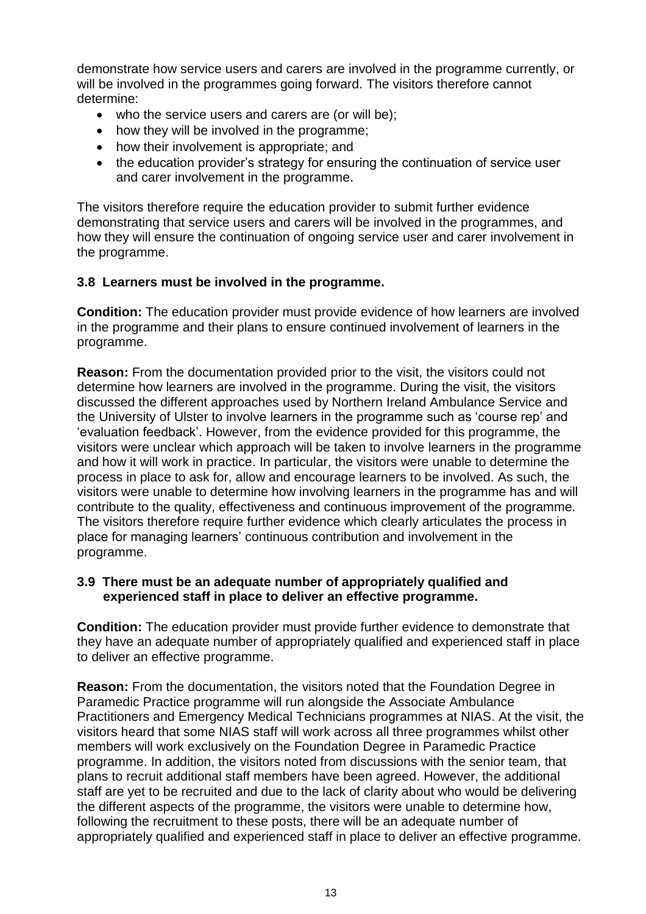demonstrate how service users and carers are involved in the programme currently, or will be involved in the programmes going forward. The visitors therefore cannot determine:

- who the service users and carers are (or will be);
- how they will be involved in the programme;
- how their involvement is appropriate; and
- the education provider's strategy for ensuring the continuation of service user and carer involvement in the programme.

The visitors therefore require the education provider to submit further evidence demonstrating that service users and carers will be involved in the programmes, and how they will ensure the continuation of ongoing service user and carer involvement in the programme.

**3.8 Learners must be involved in the programme.**

**Condition:** The education provider must provide evidence of how learners are involved in the programme and their plans to ensure continued involvement of learners in the programme.

**Reason:** From the documentation provided prior to the visit, the visitors could not determine how learners are involved in the programme. During the visit, the visitors discussed the different approaches used by Northern Ireland Ambulance Service and the University of Ulster to involve learners in the programme such as 'course rep' and 'evaluation feedback'. However, from the evidence provided for this programme, the visitors were unclear which approach will be taken to involve learners in the programme and how it will work in practice. In particular, the visitors were unable to determine the process in place to ask for, allow and encourage learners to be involved. As such, the visitors were unable to determine how involving learners in the programme has and will contribute to the quality, effectiveness and continuous improvement of the programme. The visitors therefore require further evidence which clearly articulates the process in place for managing learners' continuous contribution and involvement in the programme.

**3.9 There must be an adequate number of appropriately qualified and experienced staff in place to deliver an effective programme.**

**Condition:** The education provider must provide further evidence to demonstrate that they have an adequate number of appropriately qualified and experienced staff in place to deliver an effective programme.

**Reason:** From the documentation, the visitors noted that the Foundation Degree in Paramedic Practice programme will run alongside the Associate Ambulance Practitioners and Emergency Medical Technicians programmes at NIAS. At the visit, the visitors heard that some NIAS staff will work across all three programmes whilst other members will work exclusively on the Foundation Degree in Paramedic Practice programme. In addition, the visitors noted from discussions with the senior team, that plans to recruit additional staff members have been agreed. However, the additional staff are yet to be recruited and due to the lack of clarity about who would be delivering the different aspects of the programme, the visitors were unable to determine how, following the recruitment to these posts, there will be an adequate number of appropriately qualified and experienced staff in place to deliver an effective programme.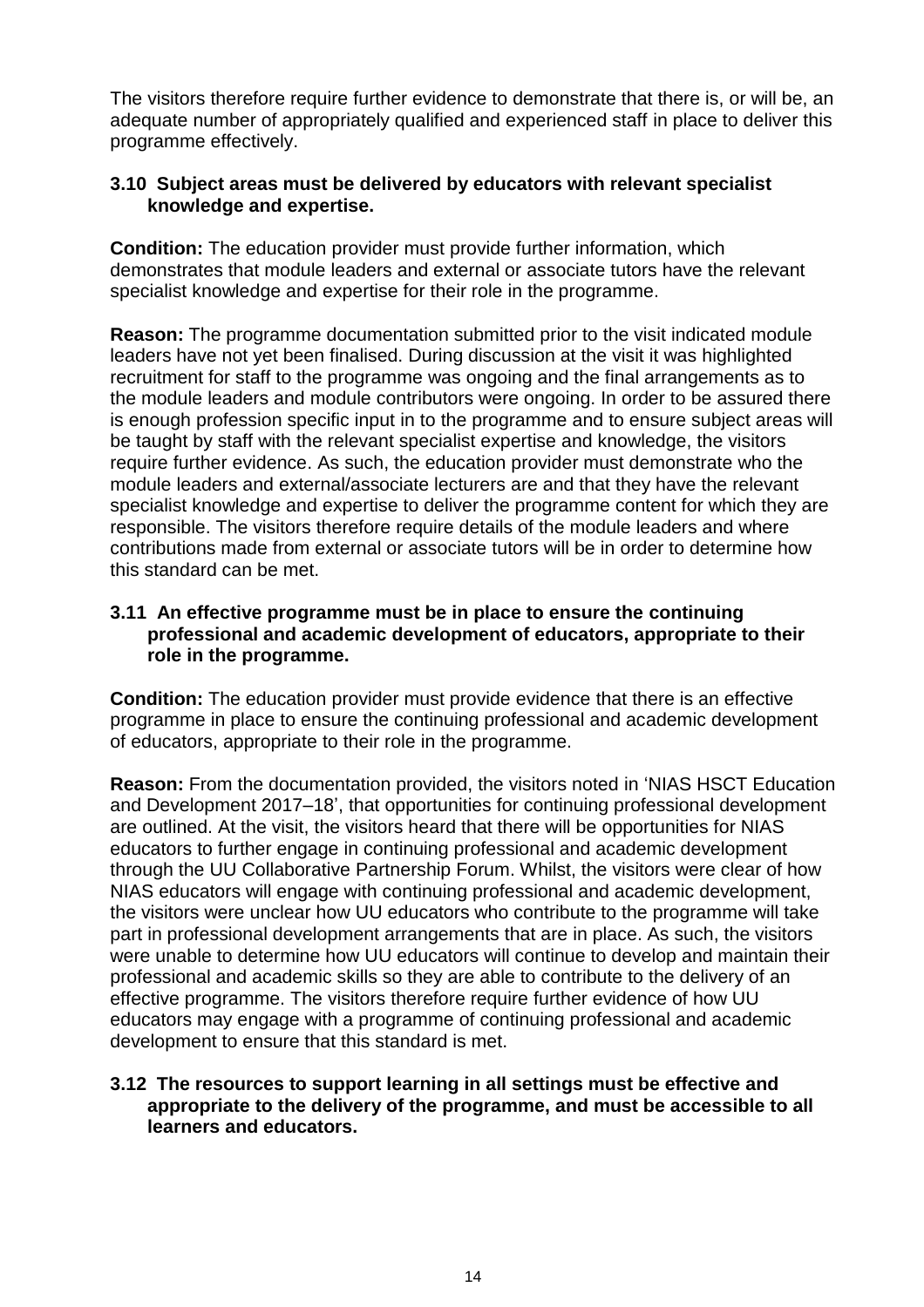The visitors therefore require further evidence to demonstrate that there is, or will be, an adequate number of appropriately qualified and experienced staff in place to deliver this programme effectively.

**3.10 Subject areas must be delivered by educators with relevant specialist knowledge and expertise.**

**Condition:** The education provider must provide further information, which demonstrates that module leaders and external or associate tutors have the relevant specialist knowledge and expertise for their role in the programme.

**Reason:** The programme documentation submitted prior to the visit indicated module leaders have not yet been finalised. During discussion at the visit it was highlighted recruitment for staff to the programme was ongoing and the final arrangements as to the module leaders and module contributors were ongoing. In order to be assured there is enough profession specific input in to the programme and to ensure subject areas will be taught by staff with the relevant specialist expertise and knowledge, the visitors require further evidence. As such, the education provider must demonstrate who the module leaders and external/associate lecturers are and that they have the relevant specialist knowledge and expertise to deliver the programme content for which they are responsible. The visitors therefore require details of the module leaders and where contributions made from external or associate tutors will be in order to determine how this standard can be met.

**3.11 An effective programme must be in place to ensure the continuing professional and academic development of educators, appropriate to their role in the programme.**

**Condition:** The education provider must provide evidence that there is an effective programme in place to ensure the continuing professional and academic development of educators, appropriate to their role in the programme.

**Reason:** From the documentation provided, the visitors noted in 'NIAS HSCT Education and Development 2017–18', that opportunities for continuing professional development are outlined. At the visit, the visitors heard that there will be opportunities for NIAS educators to further engage in continuing professional and academic development through the UU Collaborative Partnership Forum. Whilst, the visitors were clear of how NIAS educators will engage with continuing professional and academic development, the visitors were unclear how UU educators who contribute to the programme will take part in professional development arrangements that are in place. As such, the visitors were unable to determine how UU educators will continue to develop and maintain their professional and academic skills so they are able to contribute to the delivery of an effective programme. The visitors therefore require further evidence of how UU educators may engage with a programme of continuing professional and academic development to ensure that this standard is met.

**3.12 The resources to support learning in all settings must be effective and appropriate to the delivery of the programme, and must be accessible to all learners and educators.**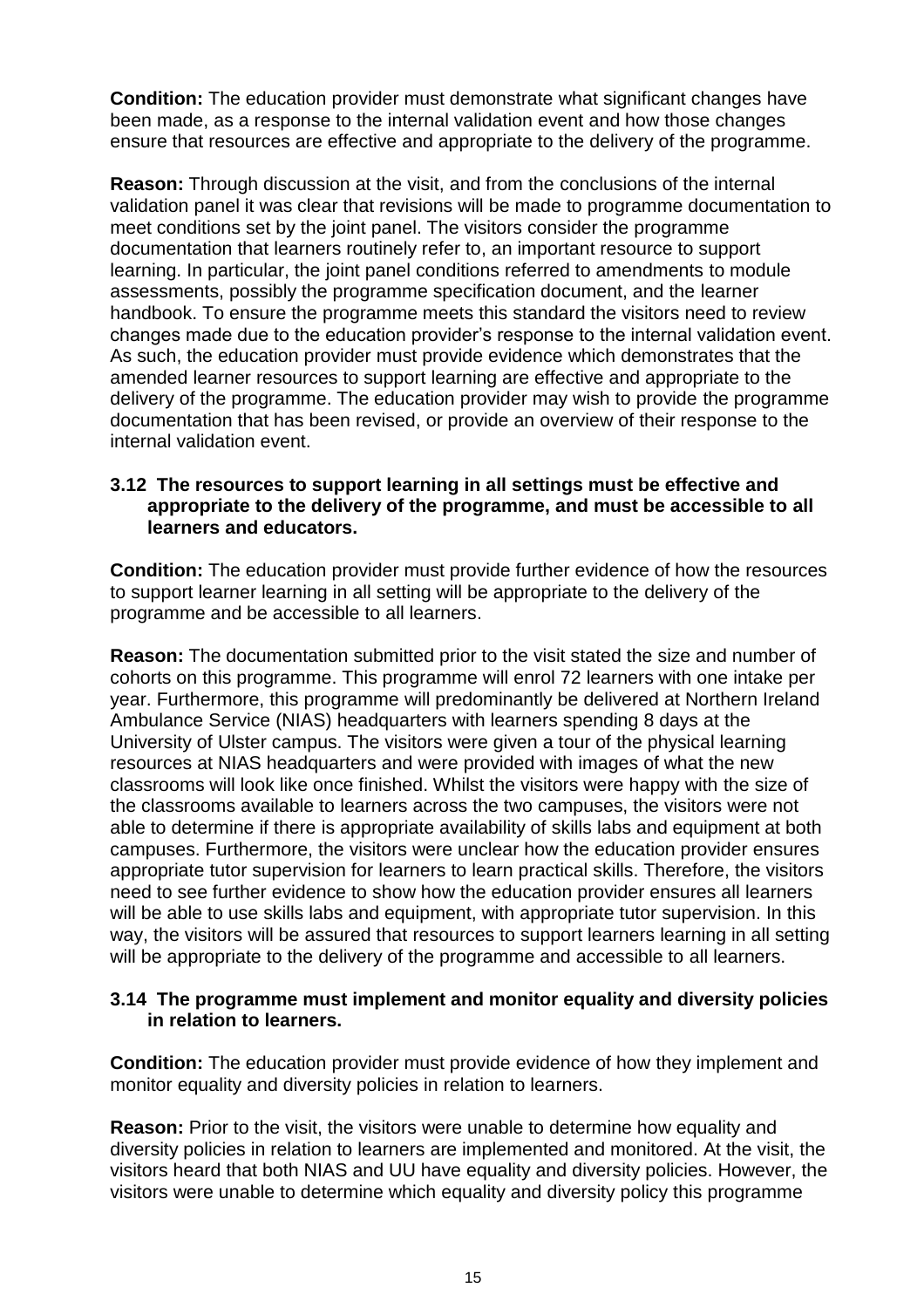**Condition:** The education provider must demonstrate what significant changes have been made, as a response to the internal validation event and how those changes ensure that resources are effective and appropriate to the delivery of the programme.

**Reason:** Through discussion at the visit, and from the conclusions of the internal validation panel it was clear that revisions will be made to programme documentation to meet conditions set by the joint panel. The visitors consider the programme documentation that learners routinely refer to, an important resource to support learning. In particular, the joint panel conditions referred to amendments to module assessments, possibly the programme specification document, and the learner handbook. To ensure the programme meets this standard the visitors need to review changes made due to the education provider's response to the internal validation event. As such, the education provider must provide evidence which demonstrates that the amended learner resources to support learning are effective and appropriate to the delivery of the programme. The education provider may wish to provide the programme documentation that has been revised, or provide an overview of their response to the internal validation event.

**3.12 The resources to support learning in all settings must be effective and appropriate to the delivery of the programme, and must be accessible to all learners and educators.**

**Condition:** The education provider must provide further evidence of how the resources to support learner learning in all setting will be appropriate to the delivery of the programme and be accessible to all learners.

**Reason:** The documentation submitted prior to the visit stated the size and number of cohorts on this programme. This programme will enrol 72 learners with one intake per year. Furthermore, this programme will predominantly be delivered at Northern Ireland Ambulance Service (NIAS) headquarters with learners spending 8 days at the University of Ulster campus. The visitors were given a tour of the physical learning resources at NIAS headquarters and were provided with images of what the new classrooms will look like once finished. Whilst the visitors were happy with the size of the classrooms available to learners across the two campuses, the visitors were not able to determine if there is appropriate availability of skills labs and equipment at both campuses. Furthermore, the visitors were unclear how the education provider ensures appropriate tutor supervision for learners to learn practical skills. Therefore, the visitors need to see further evidence to show how the education provider ensures all learners will be able to use skills labs and equipment, with appropriate tutor supervision. In this way, the visitors will be assured that resources to support learners learning in all setting will be appropriate to the delivery of the programme and accessible to all learners.

**3.14 The programme must implement and monitor equality and diversity policies in relation to learners.**

**Condition:** The education provider must provide evidence of how they implement and monitor equality and diversity policies in relation to learners.

**Reason:** Prior to the visit, the visitors were unable to determine how equality and diversity policies in relation to learners are implemented and monitored. At the visit, the visitors heard that both NIAS and UU have equality and diversity policies. However, the visitors were unable to determine which equality and diversity policy this programme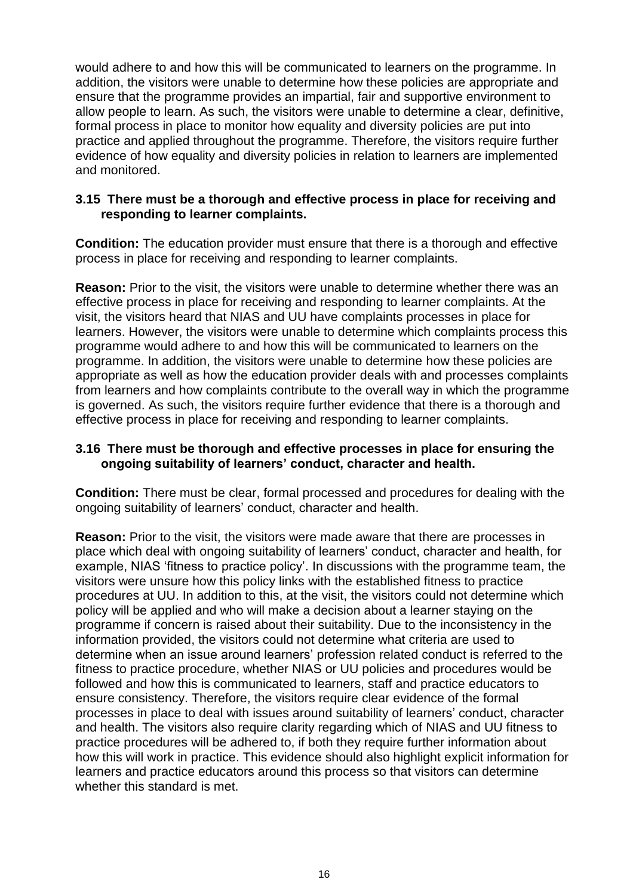would adhere to and how this will be communicated to learners on the programme. In addition, the visitors were unable to determine how these policies are appropriate and ensure that the programme provides an impartial, fair and supportive environment to allow people to learn. As such, the visitors were unable to determine a clear, definitive, formal process in place to monitor how equality and diversity policies are put into practice and applied throughout the programme. Therefore, the visitors require further evidence of how equality and diversity policies in relation to learners are implemented and monitored.

**3.15 There must be a thorough and effective process in place for receiving and responding to learner complaints.**

**Condition:** The education provider must ensure that there is a thorough and effective process in place for receiving and responding to learner complaints.

**Reason:** Prior to the visit, the visitors were unable to determine whether there was an effective process in place for receiving and responding to learner complaints. At the visit, the visitors heard that NIAS and UU have complaints processes in place for learners. However, the visitors were unable to determine which complaints process this programme would adhere to and how this will be communicated to learners on the programme. In addition, the visitors were unable to determine how these policies are appropriate as well as how the education provider deals with and processes complaints from learners and how complaints contribute to the overall way in which the programme is governed. As such, the visitors require further evidence that there is a thorough and effective process in place for receiving and responding to learner complaints.

**3.16 There must be thorough and effective processes in place for ensuring the ongoing suitability of learners' conduct, character and health.**

**Condition:** There must be clear, formal processed and procedures for dealing with the ongoing suitability of learners' conduct, character and health.

**Reason:** Prior to the visit, the visitors were made aware that there are processes in place which deal with ongoing suitability of learners' conduct, character and health, for example, NIAS 'fitness to practice policy'. In discussions with the programme team, the visitors were unsure how this policy links with the established fitness to practice procedures at UU. In addition to this, at the visit, the visitors could not determine which policy will be applied and who will make a decision about a learner staying on the programme if concern is raised about their suitability. Due to the inconsistency in the information provided, the visitors could not determine what criteria are used to determine when an issue around learners' profession related conduct is referred to the fitness to practice procedure, whether NIAS or UU policies and procedures would be followed and how this is communicated to learners, staff and practice educators to ensure consistency. Therefore, the visitors require clear evidence of the formal processes in place to deal with issues around suitability of learners' conduct, character and health. The visitors also require clarity regarding which of NIAS and UU fitness to practice procedures will be adhered to, if both they require further information about how this will work in practice. This evidence should also highlight explicit information for learners and practice educators around this process so that visitors can determine whether this standard is met.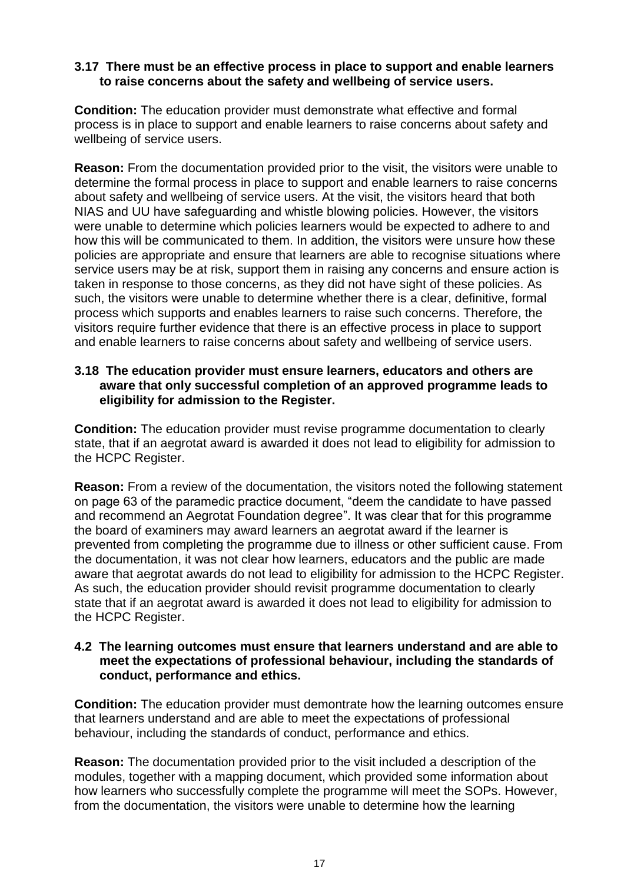**3.17 There must be an effective process in place to support and enable learners to raise concerns about the safety and wellbeing of service users.**

**Condition:** The education provider must demonstrate what effective and formal process is in place to support and enable learners to raise concerns about safety and wellbeing of service users.

**Reason:** From the documentation provided prior to the visit, the visitors were unable to determine the formal process in place to support and enable learners to raise concerns about safety and wellbeing of service users. At the visit, the visitors heard that both NIAS and UU have safeguarding and whistle blowing policies. However, the visitors were unable to determine which policies learners would be expected to adhere to and how this will be communicated to them. In addition, the visitors were unsure how these policies are appropriate and ensure that learners are able to recognise situations where service users may be at risk, support them in raising any concerns and ensure action is taken in response to those concerns, as they did not have sight of these policies. As such, the visitors were unable to determine whether there is a clear, definitive, formal process which supports and enables learners to raise such concerns. Therefore, the visitors require further evidence that there is an effective process in place to support and enable learners to raise concerns about safety and wellbeing of service users.

**3.18 The education provider must ensure learners, educators and others are aware that only successful completion of an approved programme leads to eligibility for admission to the Register.**

**Condition:** The education provider must revise programme documentation to clearly state, that if an aegrotat award is awarded it does not lead to eligibility for admission to the HCPC Register.

**Reason:** From a review of the documentation, the visitors noted the following statement on page 63 of the paramedic practice document, "deem the candidate to have passed and recommend an Aegrotat Foundation degree". It was clear that for this programme the board of examiners may award learners an aegrotat award if the learner is prevented from completing the programme due to illness or other sufficient cause. From the documentation, it was not clear how learners, educators and the public are made aware that aegrotat awards do not lead to eligibility for admission to the HCPC Register. As such, the education provider should revisit programme documentation to clearly state that if an aegrotat award is awarded it does not lead to eligibility for admission to the HCPC Register.

**4.2 The learning outcomes must ensure that learners understand and are able to meet the expectations of professional behaviour, including the standards of conduct, performance and ethics.**

**Condition:** The education provider must demontrate how the learning outcomes ensure that learners understand and are able to meet the expectations of professional behaviour, including the standards of conduct, performance and ethics.

**Reason:** The documentation provided prior to the visit included a description of the modules, together with a mapping document, which provided some information about how learners who successfully complete the programme will meet the SOPs. However, from the documentation, the visitors were unable to determine how the learning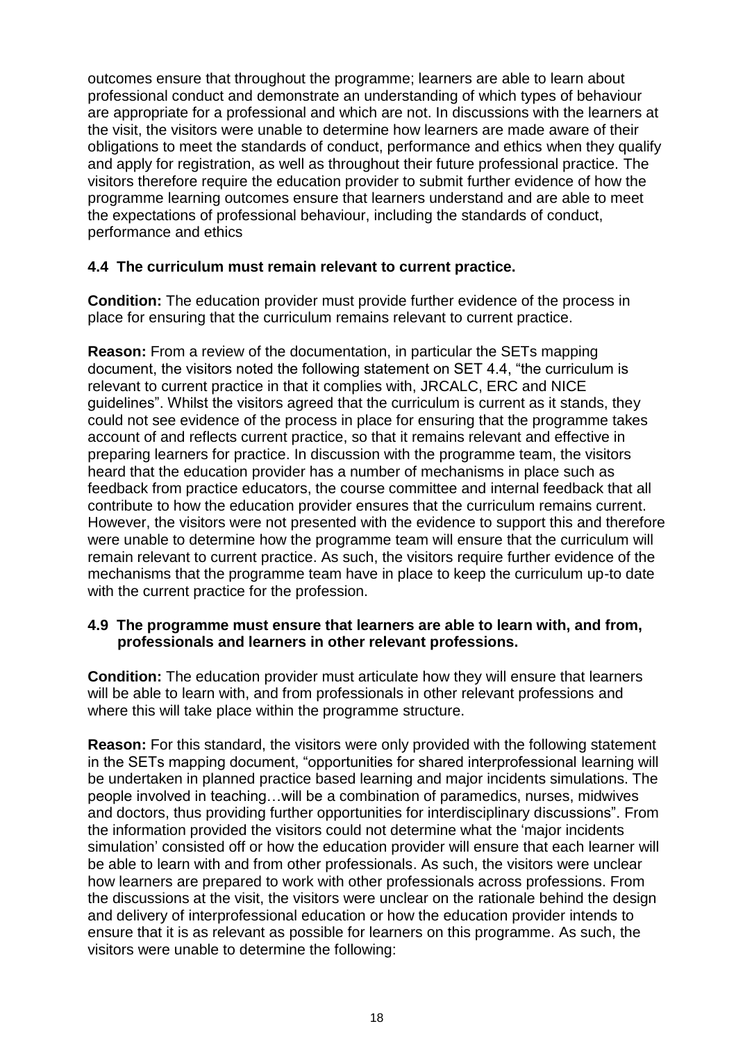outcomes ensure that throughout the programme; learners are able to learn about professional conduct and demonstrate an understanding of which types of behaviour are appropriate for a professional and which are not. In discussions with the learners at the visit, the visitors were unable to determine how learners are made aware of their obligations to meet the standards of conduct, performance and ethics when they qualify and apply for registration, as well as throughout their future professional practice. The visitors therefore require the education provider to submit further evidence of how the programme learning outcomes ensure that learners understand and are able to meet the expectations of professional behaviour, including the standards of conduct, performance and ethics

**4.4 The curriculum must remain relevant to current practice.**

**Condition:** The education provider must provide further evidence of the process in place for ensuring that the curriculum remains relevant to current practice.

**Reason:** From a review of the documentation, in particular the SETs mapping document, the visitors noted the following statement on SET 4.4, "the curriculum is relevant to current practice in that it complies with, JRCALC, ERC and NICE guidelines". Whilst the visitors agreed that the curriculum is current as it stands, they could not see evidence of the process in place for ensuring that the programme takes account of and reflects current practice, so that it remains relevant and effective in preparing learners for practice. In discussion with the programme team, the visitors heard that the education provider has a number of mechanisms in place such as feedback from practice educators, the course committee and internal feedback that all contribute to how the education provider ensures that the curriculum remains current. However, the visitors were not presented with the evidence to support this and therefore were unable to determine how the programme team will ensure that the curriculum will remain relevant to current practice. As such, the visitors require further evidence of the mechanisms that the programme team have in place to keep the curriculum up-to date with the current practice for the profession.

**4.9 The programme must ensure that learners are able to learn with, and from, professionals and learners in other relevant professions.**

**Condition:** The education provider must articulate how they will ensure that learners will be able to learn with, and from professionals in other relevant professions and where this will take place within the programme structure.

**Reason:** For this standard, the visitors were only provided with the following statement in the SETs mapping document, "opportunities for shared interprofessional learning will be undertaken in planned practice based learning and major incidents simulations. The people involved in teaching…will be a combination of paramedics, nurses, midwives and doctors, thus providing further opportunities for interdisciplinary discussions". From the information provided the visitors could not determine what the 'major incidents simulation' consisted off or how the education provider will ensure that each learner will be able to learn with and from other professionals. As such, the visitors were unclear how learners are prepared to work with other professionals across professions. From the discussions at the visit, the visitors were unclear on the rationale behind the design and delivery of interprofessional education or how the education provider intends to ensure that it is as relevant as possible for learners on this programme. As such, the visitors were unable to determine the following: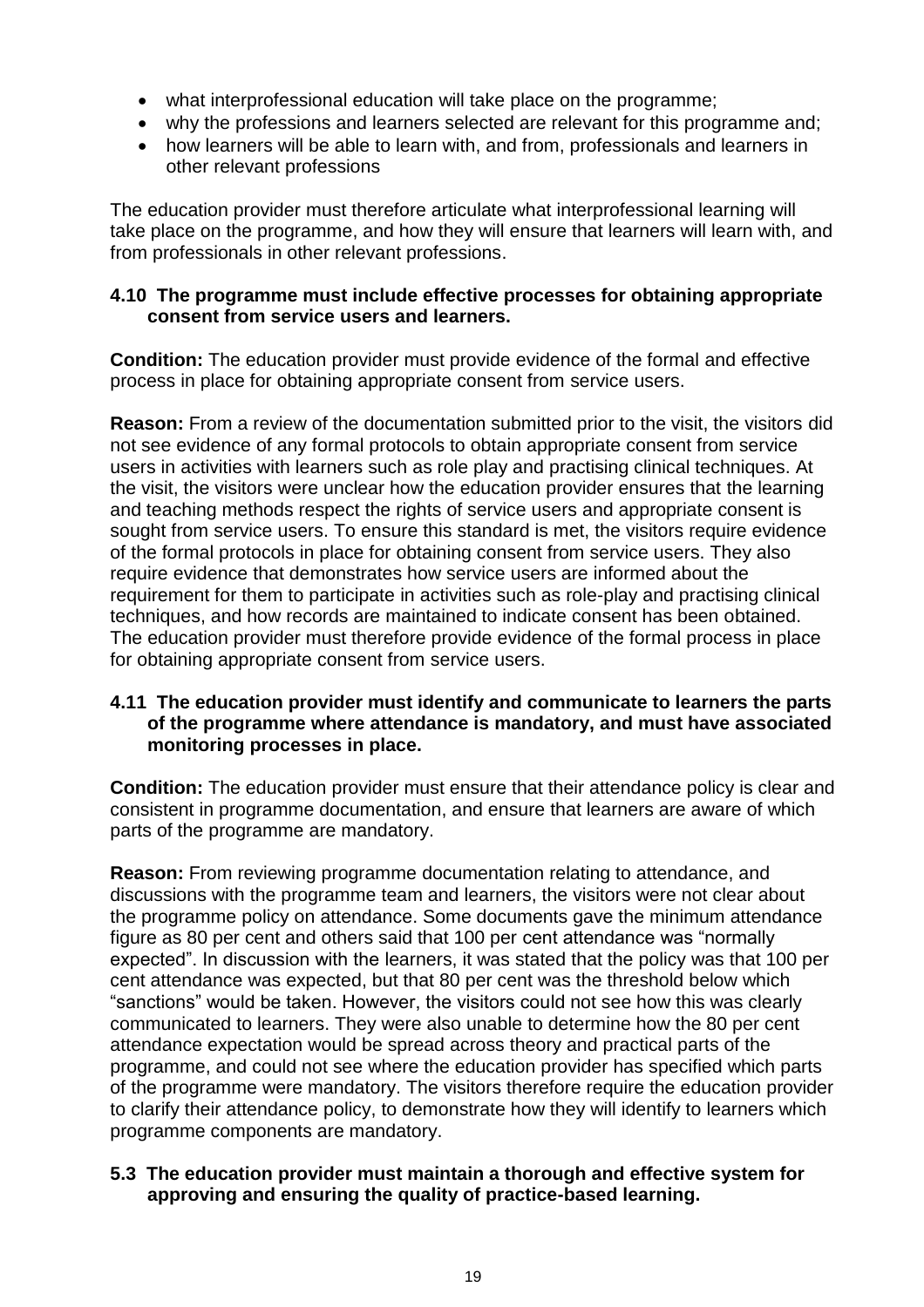- what interprofessional education will take place on the programme;
- why the professions and learners selected are relevant for this programme and;
- how learners will be able to learn with, and from, professionals and learners in other relevant professions

The education provider must therefore articulate what interprofessional learning will take place on the programme, and how they will ensure that learners will learn with, and from professionals in other relevant professions.

**4.10 The programme must include effective processes for obtaining appropriate consent from service users and learners.**

**Condition:** The education provider must provide evidence of the formal and effective process in place for obtaining appropriate consent from service users.

**Reason:** From a review of the documentation submitted prior to the visit, the visitors did not see evidence of any formal protocols to obtain appropriate consent from service users in activities with learners such as role play and practising clinical techniques. At the visit, the visitors were unclear how the education provider ensures that the learning and teaching methods respect the rights of service users and appropriate consent is sought from service users. To ensure this standard is met, the visitors require evidence of the formal protocols in place for obtaining consent from service users. They also require evidence that demonstrates how service users are informed about the requirement for them to participate in activities such as role-play and practising clinical techniques, and how records are maintained to indicate consent has been obtained. The education provider must therefore provide evidence of the formal process in place for obtaining appropriate consent from service users.

**4.11 The education provider must identify and communicate to learners the parts of the programme where attendance is mandatory, and must have associated monitoring processes in place.**

**Condition:** The education provider must ensure that their attendance policy is clear and consistent in programme documentation, and ensure that learners are aware of which parts of the programme are mandatory.

**Reason:** From reviewing programme documentation relating to attendance, and discussions with the programme team and learners, the visitors were not clear about the programme policy on attendance. Some documents gave the minimum attendance figure as 80 per cent and others said that 100 per cent attendance was "normally expected". In discussion with the learners, it was stated that the policy was that 100 per cent attendance was expected, but that 80 per cent was the threshold below which "sanctions" would be taken. However, the visitors could not see how this was clearly communicated to learners. They were also unable to determine how the 80 per cent attendance expectation would be spread across theory and practical parts of the programme, and could not see where the education provider has specified which parts of the programme were mandatory. The visitors therefore require the education provider to clarify their attendance policy, to demonstrate how they will identify to learners which programme components are mandatory.

**5.3 The education provider must maintain a thorough and effective system for approving and ensuring the quality of practice-based learning.**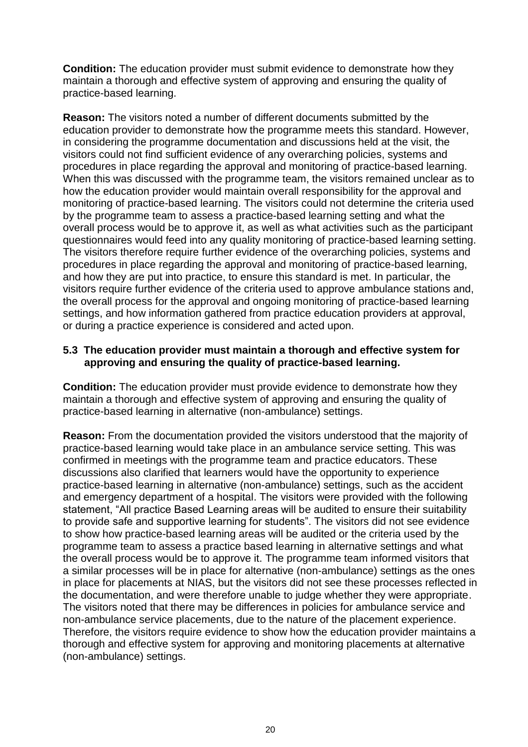**Condition:** The education provider must submit evidence to demonstrate how they maintain a thorough and effective system of approving and ensuring the quality of practice-based learning.

**Reason:** The visitors noted a number of different documents submitted by the education provider to demonstrate how the programme meets this standard. However, in considering the programme documentation and discussions held at the visit, the visitors could not find sufficient evidence of any overarching policies, systems and procedures in place regarding the approval and monitoring of practice-based learning. When this was discussed with the programme team, the visitors remained unclear as to how the education provider would maintain overall responsibility for the approval and monitoring of practice-based learning. The visitors could not determine the criteria used by the programme team to assess a practice-based learning setting and what the overall process would be to approve it, as well as what activities such as the participant questionnaires would feed into any quality monitoring of practice-based learning setting. The visitors therefore require further evidence of the overarching policies, systems and procedures in place regarding the approval and monitoring of practice-based learning, and how they are put into practice, to ensure this standard is met. In particular, the visitors require further evidence of the criteria used to approve ambulance stations and, the overall process for the approval and ongoing monitoring of practice-based learning settings, and how information gathered from practice education providers at approval, or during a practice experience is considered and acted upon.

**5.3 The education provider must maintain a thorough and effective system for approving and ensuring the quality of practice-based learning.**

**Condition:** The education provider must provide evidence to demonstrate how they maintain a thorough and effective system of approving and ensuring the quality of practice-based learning in alternative (non-ambulance) settings.

**Reason:** From the documentation provided the visitors understood that the majority of practice-based learning would take place in an ambulance service setting. This was confirmed in meetings with the programme team and practice educators. These discussions also clarified that learners would have the opportunity to experience practice-based learning in alternative (non-ambulance) settings, such as the accident and emergency department of a hospital. The visitors were provided with the following statement, "All practice Based Learning areas will be audited to ensure their suitability to provide safe and supportive learning for students". The visitors did not see evidence to show how practice-based learning areas will be audited or the criteria used by the programme team to assess a practice based learning in alternative settings and what the overall process would be to approve it. The programme team informed visitors that a similar processes will be in place for alternative (non-ambulance) settings as the ones in place for placements at NIAS, but the visitors did not see these processes reflected in the documentation, and were therefore unable to judge whether they were appropriate. The visitors noted that there may be differences in policies for ambulance service and non-ambulance service placements, due to the nature of the placement experience. Therefore, the visitors require evidence to show how the education provider maintains a thorough and effective system for approving and monitoring placements at alternative (non-ambulance) settings.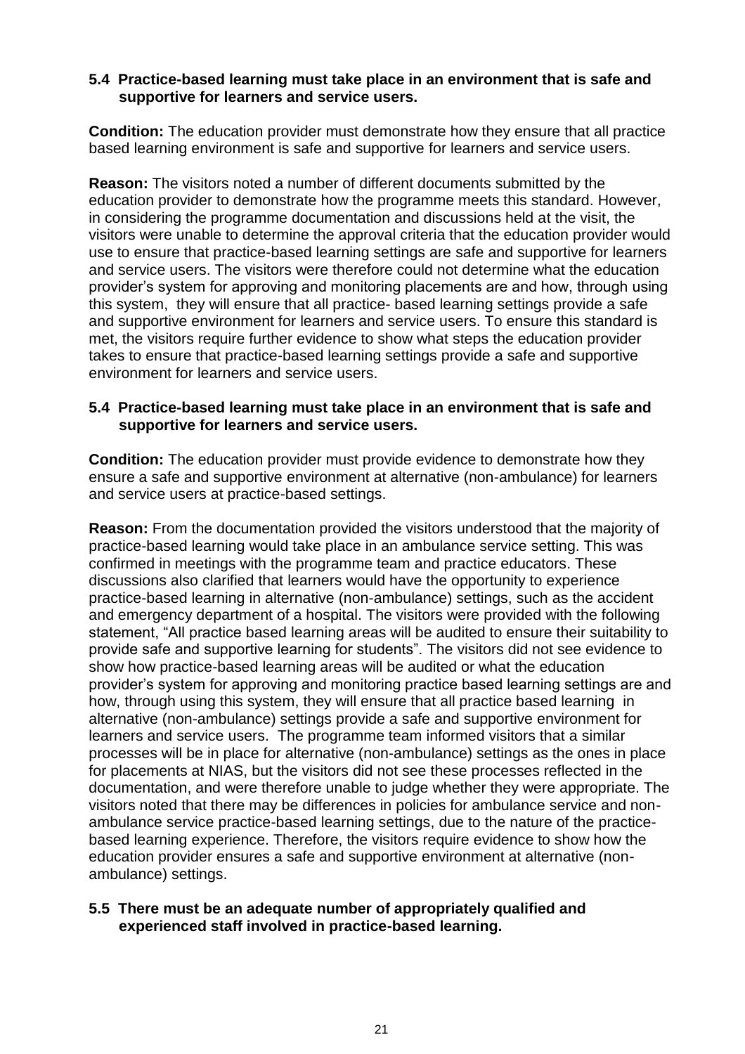**5.4 Practice-based learning must take place in an environment that is safe and supportive for learners and service users.**

**Condition:** The education provider must demonstrate how they ensure that all practice based learning environment is safe and supportive for learners and service users.

**Reason:** The visitors noted a number of different documents submitted by the education provider to demonstrate how the programme meets this standard. However, in considering the programme documentation and discussions held at the visit, the visitors were unable to determine the approval criteria that the education provider would use to ensure that practice-based learning settings are safe and supportive for learners and service users. The visitors were therefore could not determine what the education provider's system for approving and monitoring placements are and how, through using this system, they will ensure that all practice- based learning settings provide a safe and supportive environment for learners and service users. To ensure this standard is met, the visitors require further evidence to show what steps the education provider takes to ensure that practice-based learning settings provide a safe and supportive environment for learners and service users.

**5.4 Practice-based learning must take place in an environment that is safe and supportive for learners and service users.**

**Condition:** The education provider must provide evidence to demonstrate how they ensure a safe and supportive environment at alternative (non-ambulance) for learners and service users at practice-based settings.

**Reason:** From the documentation provided the visitors understood that the majority of practice-based learning would take place in an ambulance service setting. This was confirmed in meetings with the programme team and practice educators. These discussions also clarified that learners would have the opportunity to experience practice-based learning in alternative (non-ambulance) settings, such as the accident and emergency department of a hospital. The visitors were provided with the following statement, "All practice based learning areas will be audited to ensure their suitability to provide safe and supportive learning for students". The visitors did not see evidence to show how practice-based learning areas will be audited or what the education provider's system for approving and monitoring practice based learning settings are and how, through using this system, they will ensure that all practice based learning in alternative (non-ambulance) settings provide a safe and supportive environment for learners and service users. The programme team informed visitors that a similar processes will be in place for alternative (non-ambulance) settings as the ones in place for placements at NIAS, but the visitors did not see these processes reflected in the documentation, and were therefore unable to judge whether they were appropriate. The visitors noted that there may be differences in policies for ambulance service and non-ambulance service practice-based learning settings, due to the nature of the practice-based learning experience. Therefore, the visitors require evidence to show how the education provider ensures a safe and supportive environment at alternative (non-ambulance) settings.

**5.5 There must be an adequate number of appropriately qualified and experienced staff involved in practice-based learning.**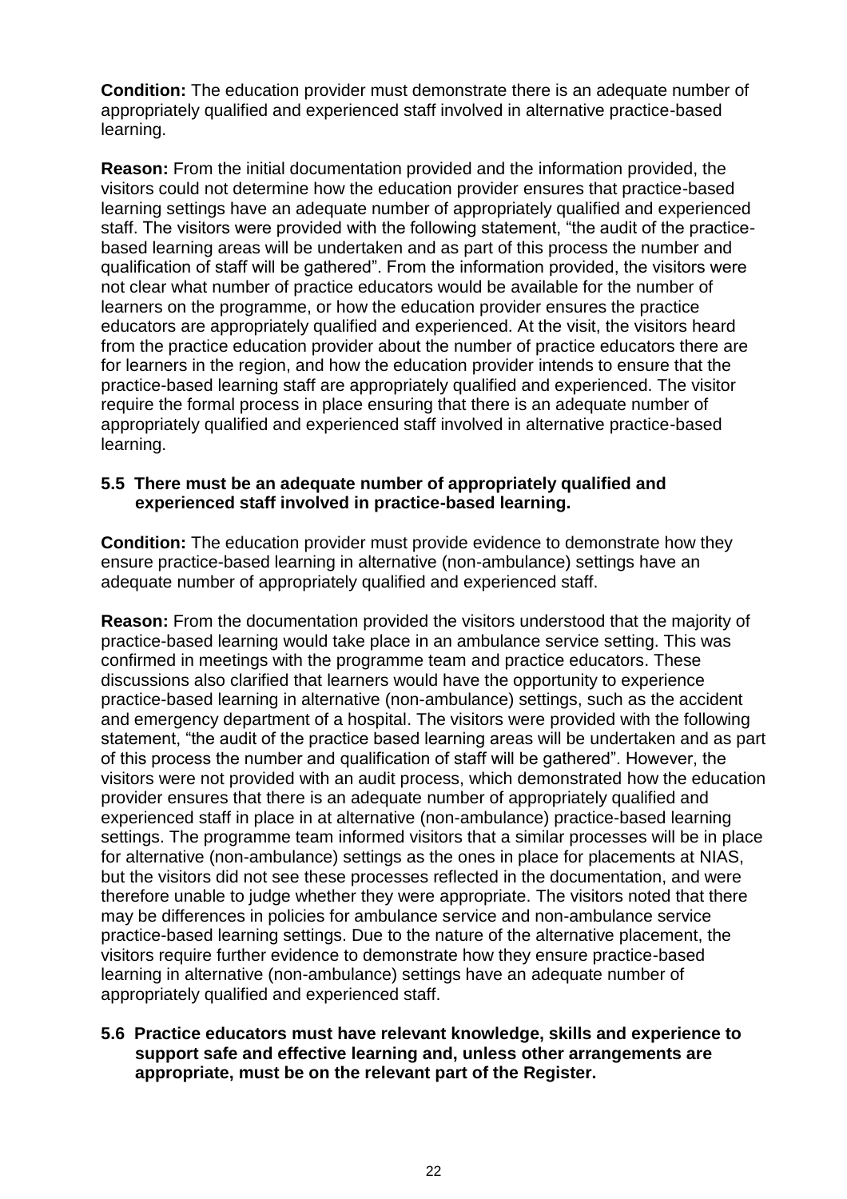**Condition:** The education provider must demonstrate there is an adequate number of appropriately qualified and experienced staff involved in alternative practice-based learning.

**Reason:** From the initial documentation provided and the information provided, the visitors could not determine how the education provider ensures that practice-based learning settings have an adequate number of appropriately qualified and experienced staff. The visitors were provided with the following statement, “the audit of the practice-based learning areas will be undertaken and as part of this process the number and qualification of staff will be gathered”. From the information provided, the visitors were not clear what number of practice educators would be available for the number of learners on the programme, or how the education provider ensures the practice educators are appropriately qualified and experienced. At the visit, the visitors heard from the practice education provider about the number of practice educators there are for learners in the region, and how the education provider intends to ensure that the practice-based learning staff are appropriately qualified and experienced. The visitor require the formal process in place ensuring that there is an adequate number of appropriately qualified and experienced staff involved in alternative practice-based learning.

**5.5 There must be an adequate number of appropriately qualified and experienced staff involved in practice-based learning.**

**Condition:** The education provider must provide evidence to demonstrate how they ensure practice-based learning in alternative (non-ambulance) settings have an adequate number of appropriately qualified and experienced staff.

**Reason:** From the documentation provided the visitors understood that the majority of practice-based learning would take place in an ambulance service setting. This was confirmed in meetings with the programme team and practice educators. These discussions also clarified that learners would have the opportunity to experience practice-based learning in alternative (non-ambulance) settings, such as the accident and emergency department of a hospital. The visitors were provided with the following statement, “the audit of the practice based learning areas will be undertaken and as part of this process the number and qualification of staff will be gathered”. However, the visitors were not provided with an audit process, which demonstrated how the education provider ensures that there is an adequate number of appropriately qualified and experienced staff in place in at alternative (non-ambulance) practice-based learning settings. The programme team informed visitors that a similar processes will be in place for alternative (non-ambulance) settings as the ones in place for placements at NIAS, but the visitors did not see these processes reflected in the documentation, and were therefore unable to judge whether they were appropriate. The visitors noted that there may be differences in policies for ambulance service and non-ambulance service practice-based learning settings. Due to the nature of the alternative placement, the visitors require further evidence to demonstrate how they ensure practice-based learning in alternative (non-ambulance) settings have an adequate number of appropriately qualified and experienced staff.

**5.6 Practice educators must have relevant knowledge, skills and experience to support safe and effective learning and, unless other arrangements are appropriate, must be on the relevant part of the Register.**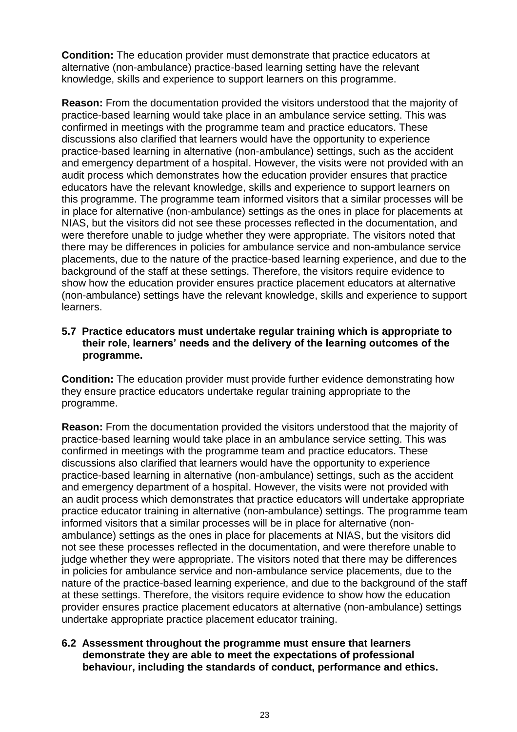**Condition:** The education provider must demonstrate that practice educators at alternative (non-ambulance) practice-based learning setting have the relevant knowledge, skills and experience to support learners on this programme.

**Reason:** From the documentation provided the visitors understood that the majority of practice-based learning would take place in an ambulance service setting. This was confirmed in meetings with the programme team and practice educators. These discussions also clarified that learners would have the opportunity to experience practice-based learning in alternative (non-ambulance) settings, such as the accident and emergency department of a hospital. However, the visits were not provided with an audit process which demonstrates how the education provider ensures that practice educators have the relevant knowledge, skills and experience to support learners on this programme. The programme team informed visitors that a similar processes will be in place for alternative (non-ambulance) settings as the ones in place for placements at NIAS, but the visitors did not see these processes reflected in the documentation, and were therefore unable to judge whether they were appropriate. The visitors noted that there may be differences in policies for ambulance service and non-ambulance service placements, due to the nature of the practice-based learning experience, and due to the background of the staff at these settings. Therefore, the visitors require evidence to show how the education provider ensures practice placement educators at alternative (non-ambulance) settings have the relevant knowledge, skills and experience to support learners.

**5.7 Practice educators must undertake regular training which is appropriate to their role, learners' needs and the delivery of the learning outcomes of the programme.**

**Condition:** The education provider must provide further evidence demonstrating how they ensure practice educators undertake regular training appropriate to the programme.

**Reason:** From the documentation provided the visitors understood that the majority of practice-based learning would take place in an ambulance service setting. This was confirmed in meetings with the programme team and practice educators. These discussions also clarified that learners would have the opportunity to experience practice-based learning in alternative (non-ambulance) settings, such as the accident and emergency department of a hospital. However, the visits were not provided with an audit process which demonstrates that practice educators will undertake appropriate practice educator training in alternative (non-ambulance) settings. The programme team informed visitors that a similar processes will be in place for alternative (non-ambulance) settings as the ones in place for placements at NIAS, but the visitors did not see these processes reflected in the documentation, and were therefore unable to judge whether they were appropriate. The visitors noted that there may be differences in policies for ambulance service and non-ambulance service placements, due to the nature of the practice-based learning experience, and due to the background of the staff at these settings. Therefore, the visitors require evidence to show how the education provider ensures practice placement educators at alternative (non-ambulance) settings undertake appropriate practice placement educator training.

**6.2 Assessment throughout the programme must ensure that learners demonstrate they are able to meet the expectations of professional behaviour, including the standards of conduct, performance and ethics.**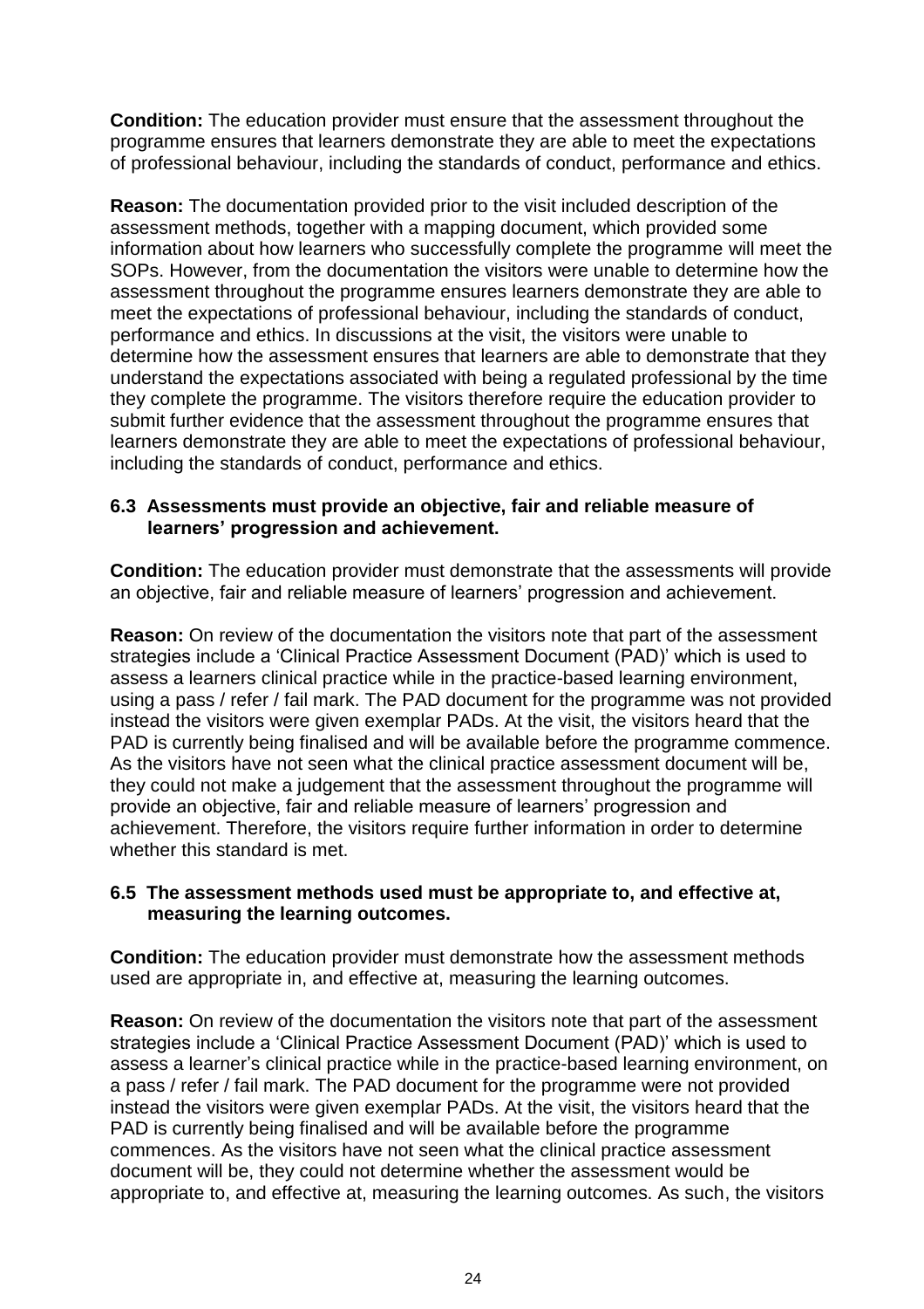**Condition:** The education provider must ensure that the assessment throughout the programme ensures that learners demonstrate they are able to meet the expectations of professional behaviour, including the standards of conduct, performance and ethics.

**Reason:** The documentation provided prior to the visit included description of the assessment methods, together with a mapping document, which provided some information about how learners who successfully complete the programme will meet the SOPs. However, from the documentation the visitors were unable to determine how the assessment throughout the programme ensures learners demonstrate they are able to meet the expectations of professional behaviour, including the standards of conduct, performance and ethics. In discussions at the visit, the visitors were unable to determine how the assessment ensures that learners are able to demonstrate that they understand the expectations associated with being a regulated professional by the time they complete the programme. The visitors therefore require the education provider to submit further evidence that the assessment throughout the programme ensures that learners demonstrate they are able to meet the expectations of professional behaviour, including the standards of conduct, performance and ethics.

**6.3 Assessments must provide an objective, fair and reliable measure of learners' progression and achievement.**

**Condition:** The education provider must demonstrate that the assessments will provide an objective, fair and reliable measure of learners' progression and achievement.

**Reason:** On review of the documentation the visitors note that part of the assessment strategies include a 'Clinical Practice Assessment Document (PAD)' which is used to assess a learners clinical practice while in the practice-based learning environment, using a pass / refer / fail mark. The PAD document for the programme was not provided instead the visitors were given exemplar PADs. At the visit, the visitors heard that the PAD is currently being finalised and will be available before the programme commence. As the visitors have not seen what the clinical practice assessment document will be, they could not make a judgement that the assessment throughout the programme will provide an objective, fair and reliable measure of learners' progression and achievement. Therefore, the visitors require further information in order to determine whether this standard is met.

**6.5 The assessment methods used must be appropriate to, and effective at, measuring the learning outcomes.**

**Condition:** The education provider must demonstrate how the assessment methods used are appropriate in, and effective at, measuring the learning outcomes.

**Reason:** On review of the documentation the visitors note that part of the assessment strategies include a 'Clinical Practice Assessment Document (PAD)' which is used to assess a learner's clinical practice while in the practice-based learning environment, on a pass / refer / fail mark. The PAD document for the programme were not provided instead the visitors were given exemplar PADs. At the visit, the visitors heard that the PAD is currently being finalised and will be available before the programme commences. As the visitors have not seen what the clinical practice assessment document will be, they could not determine whether the assessment would be appropriate to, and effective at, measuring the learning outcomes. As such, the visitors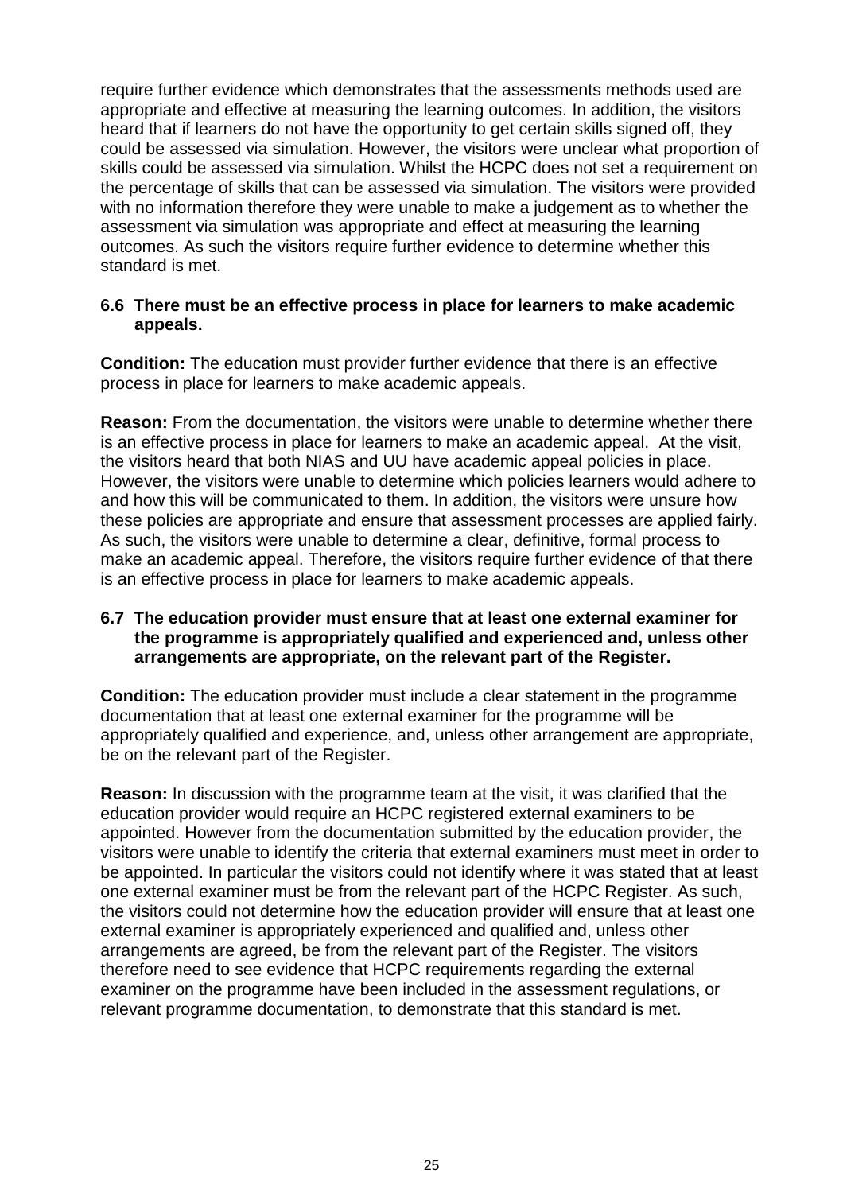require further evidence which demonstrates that the assessments methods used are appropriate and effective at measuring the learning outcomes. In addition, the visitors heard that if learners do not have the opportunity to get certain skills signed off, they could be assessed via simulation. However, the visitors were unclear what proportion of skills could be assessed via simulation. Whilst the HCPC does not set a requirement on the percentage of skills that can be assessed via simulation. The visitors were provided with no information therefore they were unable to make a judgement as to whether the assessment via simulation was appropriate and effect at measuring the learning outcomes. As such the visitors require further evidence to determine whether this standard is met.

**6.6 There must be an effective process in place for learners to make academic appeals.**

**Condition:** The education must provider further evidence that there is an effective process in place for learners to make academic appeals.

**Reason:** From the documentation, the visitors were unable to determine whether there is an effective process in place for learners to make an academic appeal. At the visit, the visitors heard that both NIAS and UU have academic appeal policies in place. However, the visitors were unable to determine which policies learners would adhere to and how this will be communicated to them. In addition, the visitors were unsure how these policies are appropriate and ensure that assessment processes are applied fairly. As such, the visitors were unable to determine a clear, definitive, formal process to make an academic appeal. Therefore, the visitors require further evidence of that there is an effective process in place for learners to make academic appeals.

**6.7 The education provider must ensure that at least one external examiner for the programme is appropriately qualified and experienced and, unless other arrangements are appropriate, on the relevant part of the Register.**

**Condition:** The education provider must include a clear statement in the programme documentation that at least one external examiner for the programme will be appropriately qualified and experience, and, unless other arrangement are appropriate, be on the relevant part of the Register.

**Reason:** In discussion with the programme team at the visit, it was clarified that the education provider would require an HCPC registered external examiners to be appointed. However from the documentation submitted by the education provider, the visitors were unable to identify the criteria that external examiners must meet in order to be appointed. In particular the visitors could not identify where it was stated that at least one external examiner must be from the relevant part of the HCPC Register. As such, the visitors could not determine how the education provider will ensure that at least one external examiner is appropriately experienced and qualified and, unless other arrangements are agreed, be from the relevant part of the Register. The visitors therefore need to see evidence that HCPC requirements regarding the external examiner on the programme have been included in the assessment regulations, or relevant programme documentation, to demonstrate that this standard is met.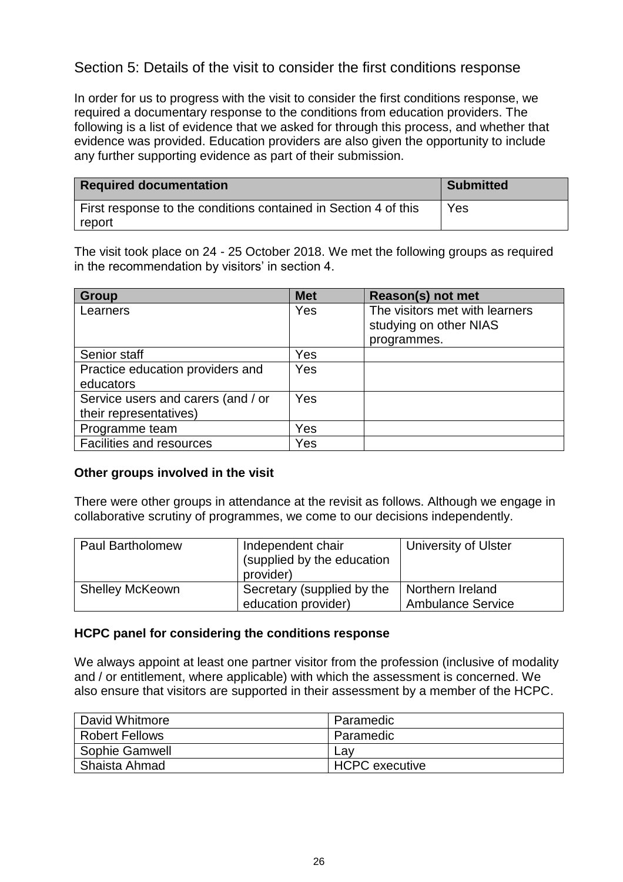## Section 5: Details of the visit to consider the first conditions response

In order for us to progress with the visit to consider the first conditions response, we required a documentary response to the conditions from education providers. The following is a list of evidence that we asked for through this process, and whether that evidence was provided. Education providers are also given the opportunity to include any further supporting evidence as part of their submission.

| Required documentation | Submitted |
|---|---|
| First response to the conditions contained in Section 4 of this report | Yes |

The visit took place on 24 - 25 October 2018. We met the following groups as required in the recommendation by visitors' in section 4.

| Group | Met | Reason(s) not met |
|---|---|---|
| Learners | Yes | The visitors met with learners studying on other NIAS programmes. |
| Senior staff | Yes | |
| Practice education providers and educators | Yes | |
| Service users and carers (and / or their representatives) | Yes | |
| Programme team | Yes | |
| Facilities and resources | Yes | |

### Other groups involved in the visit

There were other groups in attendance at the revisit as follows. Although we engage in collaborative scrutiny of programmes, we come to our decisions independently.

| | | |
|---|---|---|
| Paul Bartholomew | Independent chair (supplied by the education provider) | University of Ulster |
| Shelley McKeown | Secretary (supplied by the education provider) | Northern Ireland Ambulance Service |

### HCPC panel for considering the conditions response

We always appoint at least one partner visitor from the profession (inclusive of modality and / or entitlement, where applicable) with which the assessment is concerned. We also ensure that visitors are supported in their assessment by a member of the HCPC.

| | |
|---|---|
| David Whitmore | Paramedic |
| Robert Fellows | Paramedic |
| Sophie Gamwell | Lay |
| Shaista Ahmad | HCPC executive |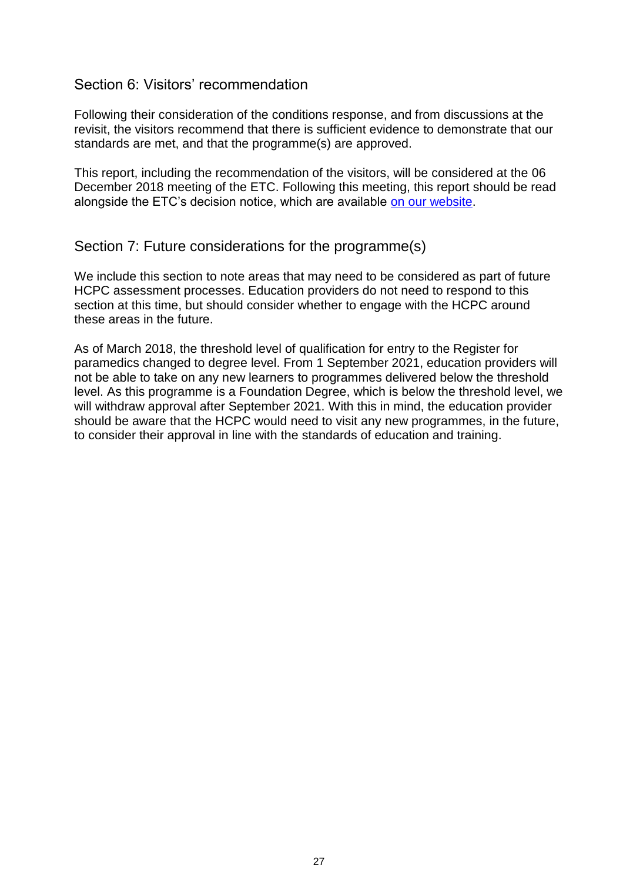## Section 6: Visitors' recommendation

Following their consideration of the conditions response, and from discussions at the revisit, the visitors recommend that there is sufficient evidence to demonstrate that our standards are met, and that the programme(s) are approved.

This report, including the recommendation of the visitors, will be considered at the 06 December 2018 meeting of the ETC. Following this meeting, this report should be read alongside the ETC's decision notice, which are available on our website.

## Section 7: Future considerations for the programme(s)

We include this section to note areas that may need to be considered as part of future HCPC assessment processes. Education providers do not need to respond to this section at this time, but should consider whether to engage with the HCPC around these areas in the future.

As of March 2018, the threshold level of qualification for entry to the Register for paramedics changed to degree level. From 1 September 2021, education providers will not be able to take on any new learners to programmes delivered below the threshold level. As this programme is a Foundation Degree, which is below the threshold level, we will withdraw approval after September 2021. With this in mind, the education provider should be aware that the HCPC would need to visit any new programmes, in the future, to consider their approval in line with the standards of education and training.